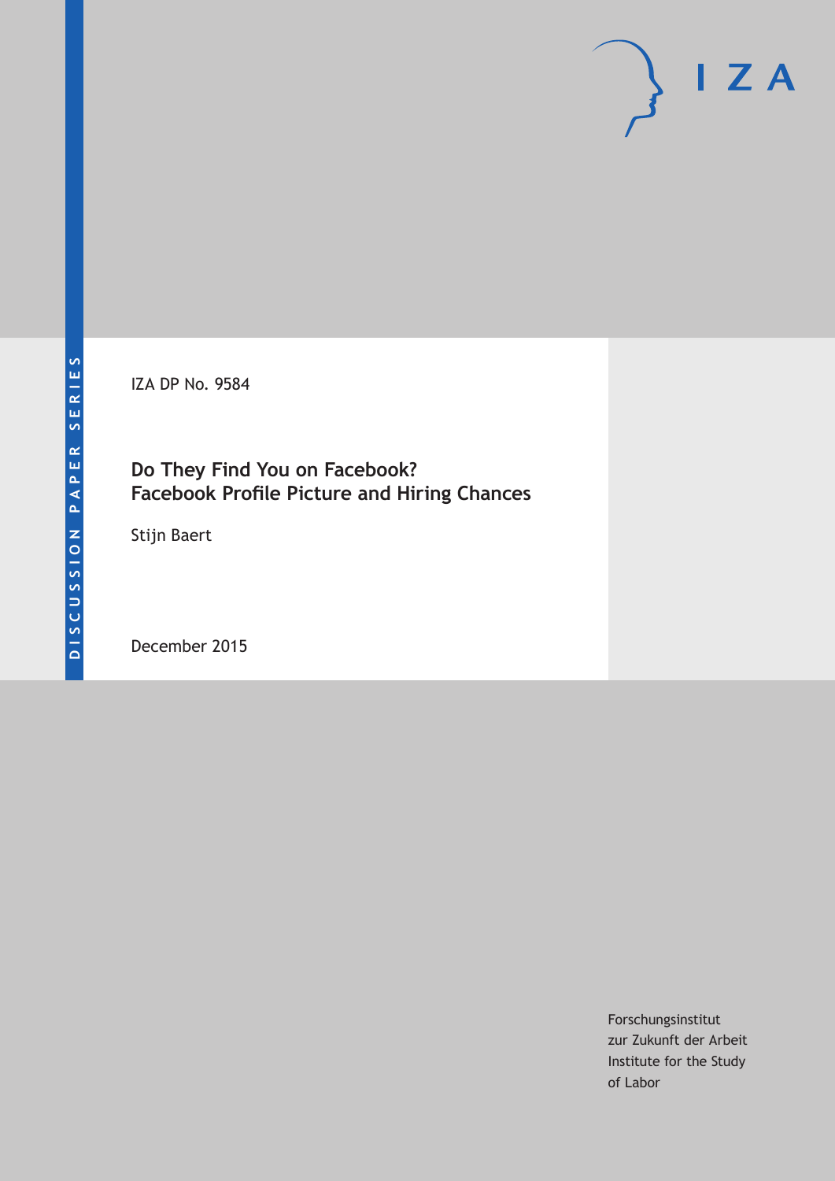DISCUSSION PAPER SERIES

IZA

IZA DP No. 9584

# Do They Find You on Facebook? Facebook Profile Picture and Hiring Chances

Stijn Baert

December 2015

Forschungsinstitut
zur Zukunft der Arbeit
Institute for the Study
of Labor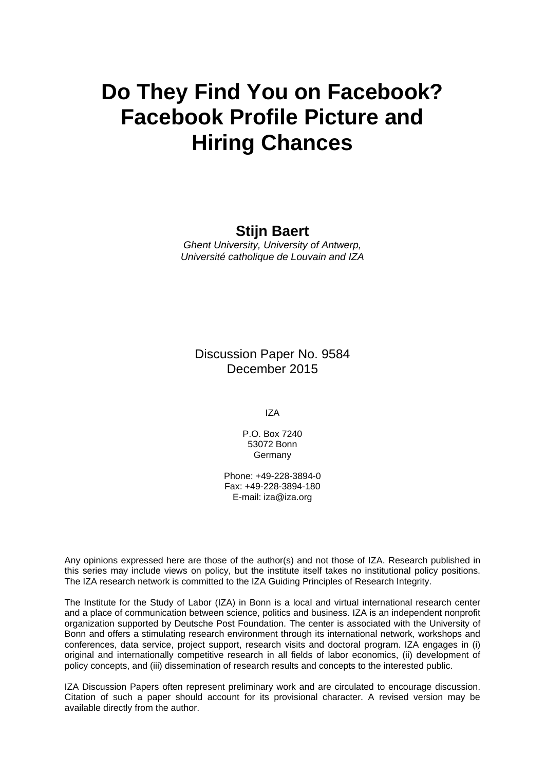# Do They Find You on Facebook? Facebook Profile Picture and Hiring Chances

**Stijn Baert**

*Ghent University, University of Antwerp, Université catholique de Louvain and IZA*

Discussion Paper No. 9584
December 2015

IZA

P.O. Box 7240
53072 Bonn
Germany

Phone: +49-228-3894-0
Fax: +49-228-3894-180
E-mail: iza@iza.org

Any opinions expressed here are those of the author(s) and not those of IZA. Research published in this series may include views on policy, but the institute itself takes no institutional policy positions. The IZA research network is committed to the IZA Guiding Principles of Research Integrity.

The Institute for the Study of Labor (IZA) in Bonn is a local and virtual international research center and a place of communication between science, politics and business. IZA is an independent nonprofit organization supported by Deutsche Post Foundation. The center is associated with the University of Bonn and offers a stimulating research environment through its international network, workshops and conferences, data service, project support, research visits and doctoral program. IZA engages in (i) original and internationally competitive research in all fields of labor economics, (ii) development of policy concepts, and (iii) dissemination of research results and concepts to the interested public.

IZA Discussion Papers often represent preliminary work and are circulated to encourage discussion. Citation of such a paper should account for its provisional character. A revised version may be available directly from the author.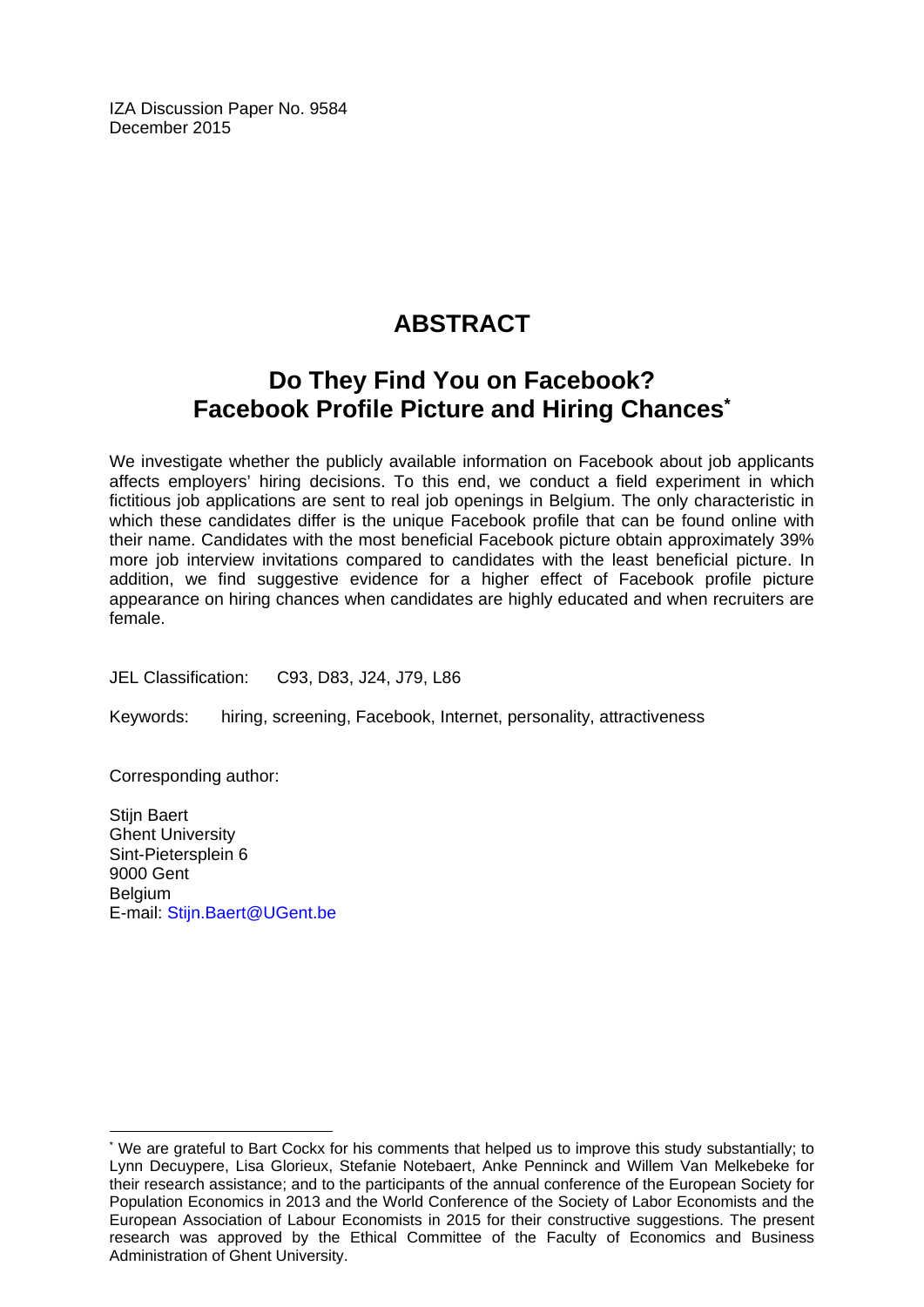IZA Discussion Paper No. 9584
December 2015

# ABSTRACT

## Do They Find You on Facebook? Facebook Profile Picture and Hiring Chances*

We investigate whether the publicly available information on Facebook about job applicants affects employers' hiring decisions. To this end, we conduct a field experiment in which fictitious job applications are sent to real job openings in Belgium. The only characteristic in which these candidates differ is the unique Facebook profile that can be found online with their name. Candidates with the most beneficial Facebook picture obtain approximately 39% more job interview invitations compared to candidates with the least beneficial picture. In addition, we find suggestive evidence for a higher effect of Facebook profile picture appearance on hiring chances when candidates are highly educated and when recruiters are female.

JEL Classification: C93, D83, J24, J79, L86

Keywords: hiring, screening, Facebook, Internet, personality, attractiveness

Corresponding author:

Stijn Baert
Ghent University
Sint-Pietersplein 6
9000 Gent
Belgium
E-mail: Stijn.Baert@UGent.be

* We are grateful to Bart Cockx for his comments that helped us to improve this study substantially; to Lynn Decuypere, Lisa Glorieux, Stefanie Notebaert, Anke Penninck and Willem Van Melkebeke for their research assistance; and to the participants of the annual conference of the European Society for Population Economics in 2013 and the World Conference of the Society of Labor Economists and the European Association of Labour Economists in 2015 for their constructive suggestions. The present research was approved by the Ethical Committee of the Faculty of Economics and Business Administration of Ghent University.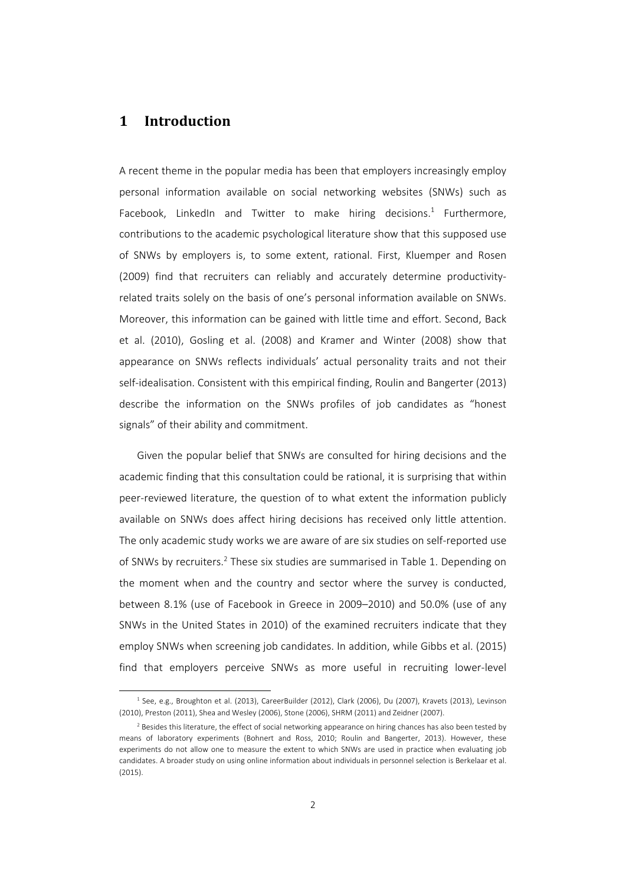# 1 Introduction

A recent theme in the popular media has been that employers increasingly employ personal information available on social networking websites (SNWs) such as Facebook, LinkedIn and Twitter to make hiring decisions.[1] Furthermore, contributions to the academic psychological literature show that this supposed use of SNWs by employers is, to some extent, rational. First, Kluemper and Rosen (2009) find that recruiters can reliably and accurately determine productivity-related traits solely on the basis of one's personal information available on SNWs. Moreover, this information can be gained with little time and effort. Second, Back et al. (2010), Gosling et al. (2008) and Kramer and Winter (2008) show that appearance on SNWs reflects individuals' actual personality traits and not their self-idealisation. Consistent with this empirical finding, Roulin and Bangerter (2013) describe the information on the SNWs profiles of job candidates as "honest signals" of their ability and commitment.

Given the popular belief that SNWs are consulted for hiring decisions and the academic finding that this consultation could be rational, it is surprising that within peer-reviewed literature, the question of to what extent the information publicly available on SNWs does affect hiring decisions has received only little attention. The only academic study works we are aware of are six studies on self-reported use of SNWs by recruiters.[2] These six studies are summarised in Table 1. Depending on the moment when and the country and sector where the survey is conducted, between 8.1% (use of Facebook in Greece in 2009–2010) and 50.0% (use of any SNWs in the United States in 2010) of the examined recruiters indicate that they employ SNWs when screening job candidates. In addition, while Gibbs et al. (2015) find that employers perceive SNWs as more useful in recruiting lower-level

[1] See, e.g., Broughton et al. (2013), CareerBuilder (2012), Clark (2006), Du (2007), Kravets (2013), Levinson (2010), Preston (2011), Shea and Wesley (2006), Stone (2006), SHRM (2011) and Zeidner (2007).

[2] Besides this literature, the effect of social networking appearance on hiring chances has also been tested by means of laboratory experiments (Bohnert and Ross, 2010; Roulin and Bangerter, 2013). However, these experiments do not allow one to measure the extent to which SNWs are used in practice when evaluating job candidates. A broader study on using online information about individuals in personnel selection is Berkelaar et al. (2015).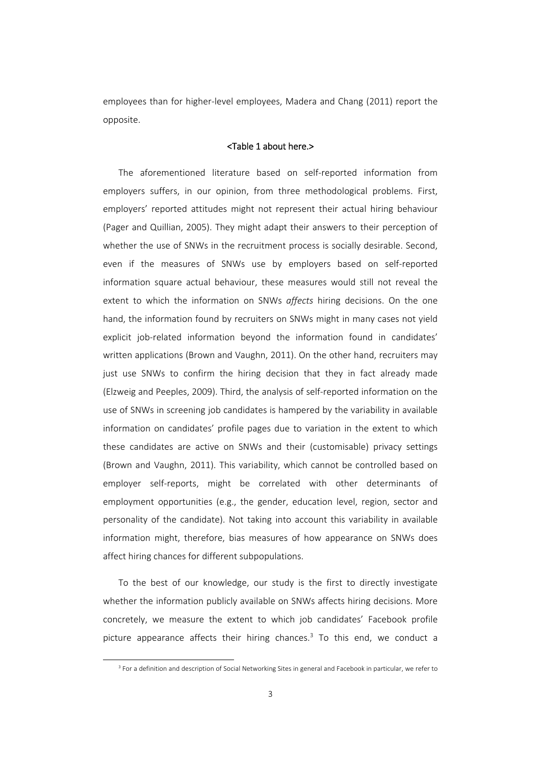employees than for higher-level employees, Madera and Chang (2011) report the opposite.

<Table 1 about here.>

The aforementioned literature based on self-reported information from employers suffers, in our opinion, from three methodological problems. First, employers' reported attitudes might not represent their actual hiring behaviour (Pager and Quillian, 2005). They might adapt their answers to their perception of whether the use of SNWs in the recruitment process is socially desirable. Second, even if the measures of SNWs use by employers based on self-reported information square actual behaviour, these measures would still not reveal the extent to which the information on SNWs *affects* hiring decisions. On the one hand, the information found by recruiters on SNWs might in many cases not yield explicit job-related information beyond the information found in candidates' written applications (Brown and Vaughn, 2011). On the other hand, recruiters may just use SNWs to confirm the hiring decision that they in fact already made (Elzweig and Peeples, 2009). Third, the analysis of self-reported information on the use of SNWs in screening job candidates is hampered by the variability in available information on candidates' profile pages due to variation in the extent to which these candidates are active on SNWs and their (customisable) privacy settings (Brown and Vaughn, 2011). This variability, which cannot be controlled based on employer self-reports, might be correlated with other determinants of employment opportunities (e.g., the gender, education level, region, sector and personality of the candidate). Not taking into account this variability in available information might, therefore, bias measures of how appearance on SNWs does affect hiring chances for different subpopulations.

To the best of our knowledge, our study is the first to directly investigate whether the information publicly available on SNWs affects hiring decisions. More concretely, we measure the extent to which job candidates' Facebook profile picture appearance affects their hiring chances.[3] To this end, we conduct a

[3] For a definition and description of Social Networking Sites in general and Facebook in particular, we refer to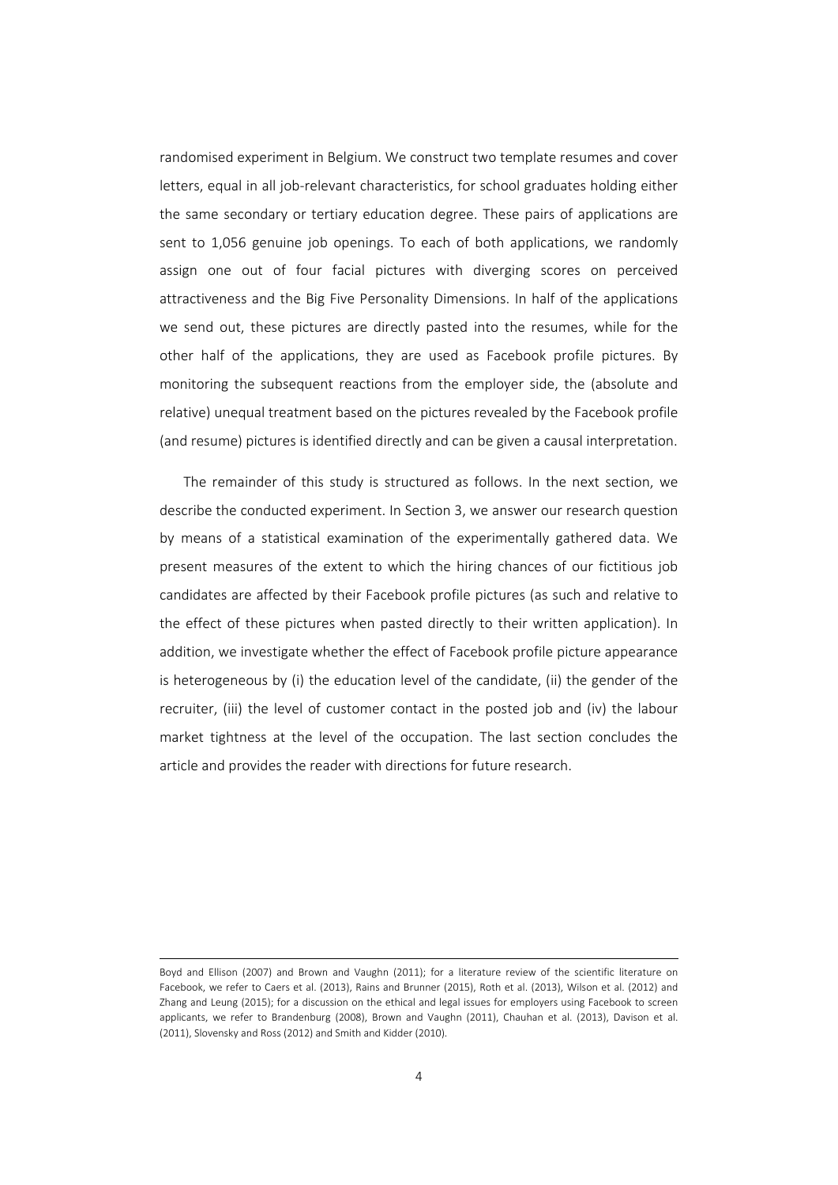randomised experiment in Belgium. We construct two template resumes and cover letters, equal in all job-relevant characteristics, for school graduates holding either the same secondary or tertiary education degree. These pairs of applications are sent to 1,056 genuine job openings. To each of both applications, we randomly assign one out of four facial pictures with diverging scores on perceived attractiveness and the Big Five Personality Dimensions. In half of the applications we send out, these pictures are directly pasted into the resumes, while for the other half of the applications, they are used as Facebook profile pictures. By monitoring the subsequent reactions from the employer side, the (absolute and relative) unequal treatment based on the pictures revealed by the Facebook profile (and resume) pictures is identified directly and can be given a causal interpretation.

The remainder of this study is structured as follows. In the next section, we describe the conducted experiment. In Section 3, we answer our research question by means of a statistical examination of the experimentally gathered data. We present measures of the extent to which the hiring chances of our fictitious job candidates are affected by their Facebook profile pictures (as such and relative to the effect of these pictures when pasted directly to their written application). In addition, we investigate whether the effect of Facebook profile picture appearance is heterogeneous by (i) the education level of the candidate, (ii) the gender of the recruiter, (iii) the level of customer contact in the posted job and (iv) the labour market tightness at the level of the occupation. The last section concludes the article and provides the reader with directions for future research.

---

Boyd and Ellison (2007) and Brown and Vaughn (2011); for a literature review of the scientific literature on Facebook, we refer to Caers et al. (2013), Rains and Brunner (2015), Roth et al. (2013), Wilson et al. (2012) and Zhang and Leung (2015); for a discussion on the ethical and legal issues for employers using Facebook to screen applicants, we refer to Brandenburg (2008), Brown and Vaughn (2011), Chauhan et al. (2013), Davison et al. (2011), Slovensky and Ross (2012) and Smith and Kidder (2010).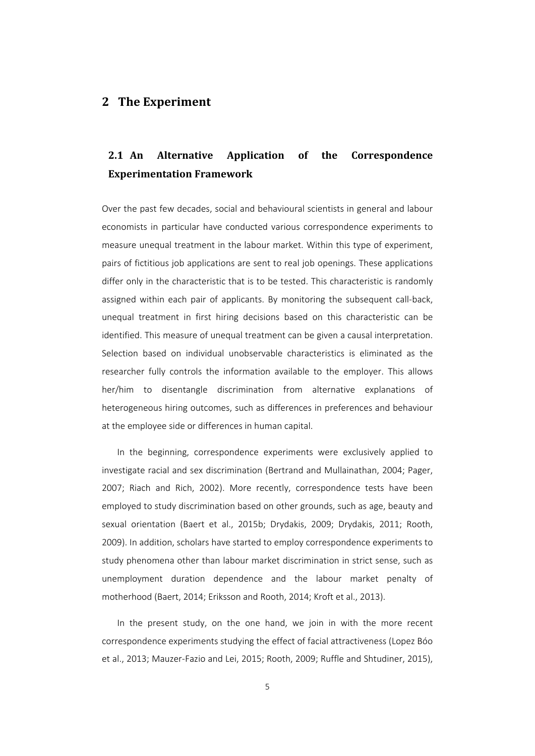## 2 The Experiment

### 2.1 An Alternative Application of the Correspondence Experimentation Framework

Over the past few decades, social and behavioural scientists in general and labour economists in particular have conducted various correspondence experiments to measure unequal treatment in the labour market. Within this type of experiment, pairs of fictitious job applications are sent to real job openings. These applications differ only in the characteristic that is to be tested. This characteristic is randomly assigned within each pair of applicants. By monitoring the subsequent call-back, unequal treatment in first hiring decisions based on this characteristic can be identified. This measure of unequal treatment can be given a causal interpretation. Selection based on individual unobservable characteristics is eliminated as the researcher fully controls the information available to the employer. This allows her/him to disentangle discrimination from alternative explanations of heterogeneous hiring outcomes, such as differences in preferences and behaviour at the employee side or differences in human capital.

In the beginning, correspondence experiments were exclusively applied to investigate racial and sex discrimination (Bertrand and Mullainathan, 2004; Pager, 2007; Riach and Rich, 2002). More recently, correspondence tests have been employed to study discrimination based on other grounds, such as age, beauty and sexual orientation (Baert et al., 2015b; Drydakis, 2009; Drydakis, 2011; Rooth, 2009). In addition, scholars have started to employ correspondence experiments to study phenomena other than labour market discrimination in strict sense, such as unemployment duration dependence and the labour market penalty of motherhood (Baert, 2014; Eriksson and Rooth, 2014; Kroft et al., 2013).

In the present study, on the one hand, we join in with the more recent correspondence experiments studying the effect of facial attractiveness (Lopez Bóo et al., 2013; Mauzer-Fazio and Lei, 2015; Rooth, 2009; Ruffle and Shtudiner, 2015),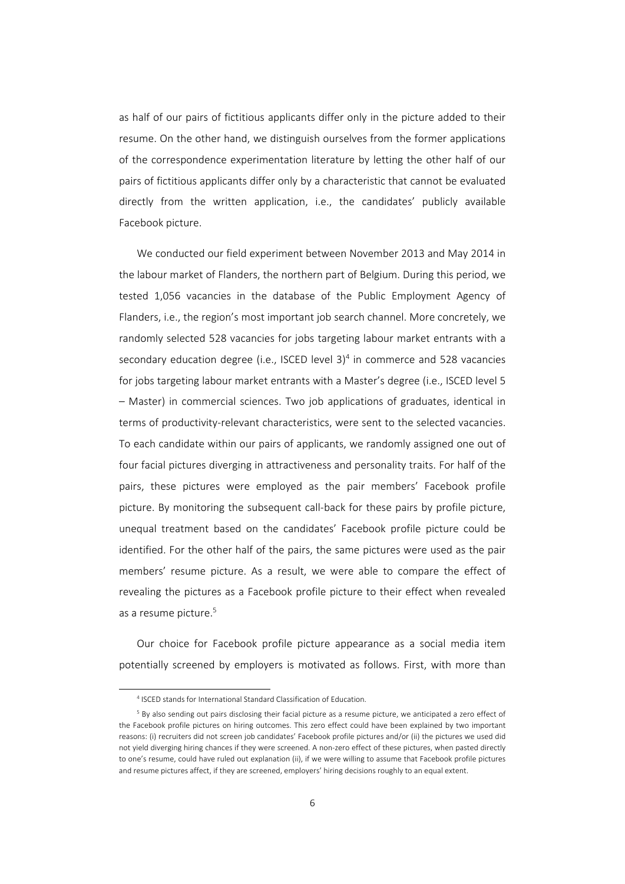as half of our pairs of fictitious applicants differ only in the picture added to their resume. On the other hand, we distinguish ourselves from the former applications of the correspondence experimentation literature by letting the other half of our pairs of fictitious applicants differ only by a characteristic that cannot be evaluated directly from the written application, i.e., the candidates' publicly available Facebook picture.

We conducted our field experiment between November 2013 and May 2014 in the labour market of Flanders, the northern part of Belgium. During this period, we tested 1,056 vacancies in the database of the Public Employment Agency of Flanders, i.e., the region's most important job search channel. More concretely, we randomly selected 528 vacancies for jobs targeting labour market entrants with a secondary education degree (i.e., ISCED level 3)[4] in commerce and 528 vacancies for jobs targeting labour market entrants with a Master's degree (i.e., ISCED level 5 – Master) in commercial sciences. Two job applications of graduates, identical in terms of productivity-relevant characteristics, were sent to the selected vacancies. To each candidate within our pairs of applicants, we randomly assigned one out of four facial pictures diverging in attractiveness and personality traits. For half of the pairs, these pictures were employed as the pair members' Facebook profile picture. By monitoring the subsequent call-back for these pairs by profile picture, unequal treatment based on the candidates' Facebook profile picture could be identified. For the other half of the pairs, the same pictures were used as the pair members' resume picture. As a result, we were able to compare the effect of revealing the pictures as a Facebook profile picture to their effect when revealed as a resume picture.[5]

Our choice for Facebook profile picture appearance as a social media item potentially screened by employers is motivated as follows. First, with more than

---

[4] ISCED stands for International Standard Classification of Education.

[5] By also sending out pairs disclosing their facial picture as a resume picture, we anticipated a zero effect of the Facebook profile pictures on hiring outcomes. This zero effect could have been explained by two important reasons: (i) recruiters did not screen job candidates' Facebook profile pictures and/or (ii) the pictures we used did not yield diverging hiring chances if they were screened. A non-zero effect of these pictures, when pasted directly to one's resume, could have ruled out explanation (ii), if we were willing to assume that Facebook profile pictures and resume pictures affect, if they are screened, employers' hiring decisions roughly to an equal extent.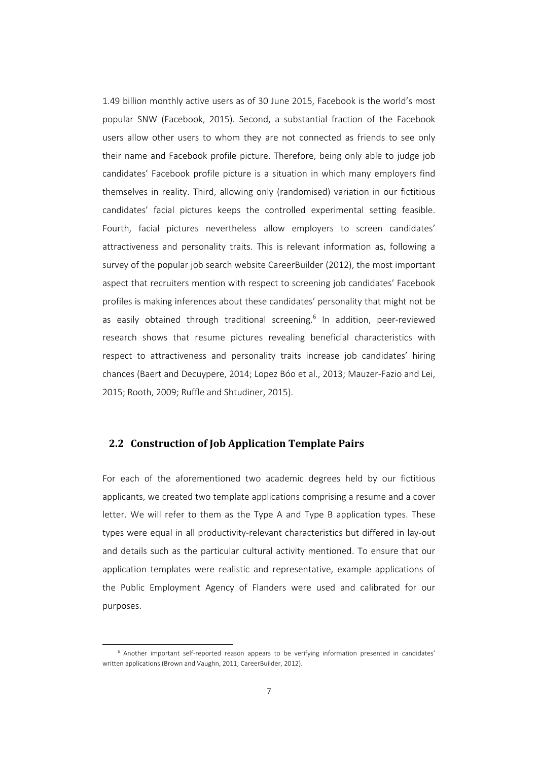1.49 billion monthly active users as of 30 June 2015, Facebook is the world's most popular SNW (Facebook, 2015). Second, a substantial fraction of the Facebook users allow other users to whom they are not connected as friends to see only their name and Facebook profile picture. Therefore, being only able to judge job candidates' Facebook profile picture is a situation in which many employers find themselves in reality. Third, allowing only (randomised) variation in our fictitious candidates' facial pictures keeps the controlled experimental setting feasible. Fourth, facial pictures nevertheless allow employers to screen candidates' attractiveness and personality traits. This is relevant information as, following a survey of the popular job search website CareerBuilder (2012), the most important aspect that recruiters mention with respect to screening job candidates' Facebook profiles is making inferences about these candidates' personality that might not be as easily obtained through traditional screening.[6] In addition, peer-reviewed research shows that resume pictures revealing beneficial characteristics with respect to attractiveness and personality traits increase job candidates' hiring chances (Baert and Decuypere, 2014; Lopez Bóo et al., 2013; Mauzer-Fazio and Lei, 2015; Rooth, 2009; Ruffle and Shtudiner, 2015).

## 2.2 Construction of Job Application Template Pairs

For each of the aforementioned two academic degrees held by our fictitious applicants, we created two template applications comprising a resume and a cover letter. We will refer to them as the Type A and Type B application types. These types were equal in all productivity-relevant characteristics but differed in lay-out and details such as the particular cultural activity mentioned. To ensure that our application templates were realistic and representative, example applications of the Public Employment Agency of Flanders were used and calibrated for our purposes.

[6] Another important self-reported reason appears to be verifying information presented in candidates' written applications (Brown and Vaughn, 2011; CareerBuilder, 2012).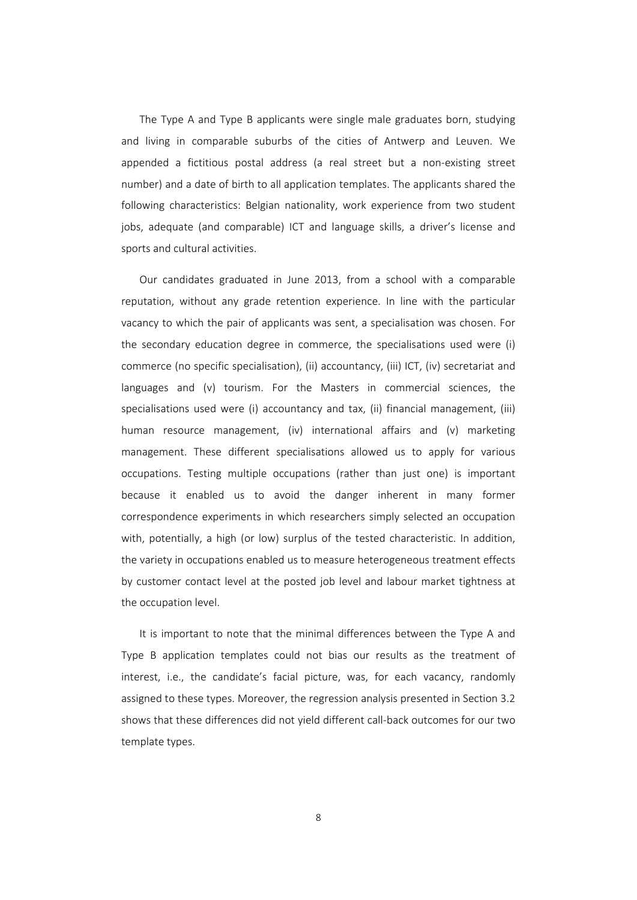The Type A and Type B applicants were single male graduates born, studying and living in comparable suburbs of the cities of Antwerp and Leuven. We appended a fictitious postal address (a real street but a non-existing street number) and a date of birth to all application templates. The applicants shared the following characteristics: Belgian nationality, work experience from two student jobs, adequate (and comparable) ICT and language skills, a driver's license and sports and cultural activities.

Our candidates graduated in June 2013, from a school with a comparable reputation, without any grade retention experience. In line with the particular vacancy to which the pair of applicants was sent, a specialisation was chosen. For the secondary education degree in commerce, the specialisations used were (i) commerce (no specific specialisation), (ii) accountancy, (iii) ICT, (iv) secretariat and languages and (v) tourism. For the Masters in commercial sciences, the specialisations used were (i) accountancy and tax, (ii) financial management, (iii) human resource management, (iv) international affairs and (v) marketing management. These different specialisations allowed us to apply for various occupations. Testing multiple occupations (rather than just one) is important because it enabled us to avoid the danger inherent in many former correspondence experiments in which researchers simply selected an occupation with, potentially, a high (or low) surplus of the tested characteristic. In addition, the variety in occupations enabled us to measure heterogeneous treatment effects by customer contact level at the posted job level and labour market tightness at the occupation level.

It is important to note that the minimal differences between the Type A and Type B application templates could not bias our results as the treatment of interest, i.e., the candidate's facial picture, was, for each vacancy, randomly assigned to these types. Moreover, the regression analysis presented in Section 3.2 shows that these differences did not yield different call-back outcomes for our two template types.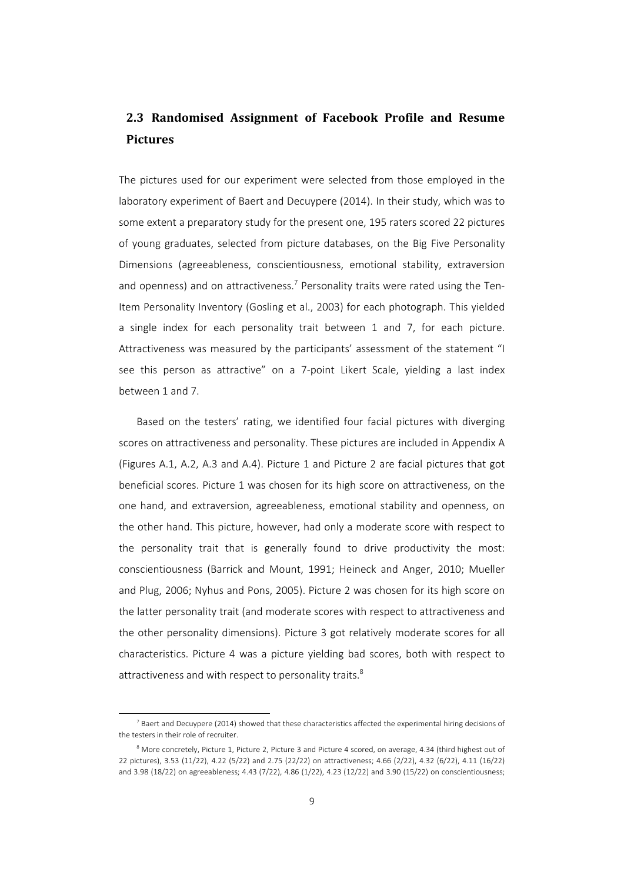## 2.3 Randomised Assignment of Facebook Profile and Resume Pictures

The pictures used for our experiment were selected from those employed in the laboratory experiment of Baert and Decuypere (2014). In their study, which was to some extent a preparatory study for the present one, 195 raters scored 22 pictures of young graduates, selected from picture databases, on the Big Five Personality Dimensions (agreeableness, conscientiousness, emotional stability, extraversion and openness) and on attractiveness.[7] Personality traits were rated using the Ten-Item Personality Inventory (Gosling et al., 2003) for each photograph. This yielded a single index for each personality trait between 1 and 7, for each picture. Attractiveness was measured by the participants' assessment of the statement "I see this person as attractive" on a 7-point Likert Scale, yielding a last index between 1 and 7.

Based on the testers' rating, we identified four facial pictures with diverging scores on attractiveness and personality. These pictures are included in Appendix A (Figures A.1, A.2, A.3 and A.4). Picture 1 and Picture 2 are facial pictures that got beneficial scores. Picture 1 was chosen for its high score on attractiveness, on the one hand, and extraversion, agreeableness, emotional stability and openness, on the other hand. This picture, however, had only a moderate score with respect to the personality trait that is generally found to drive productivity the most: conscientiousness (Barrick and Mount, 1991; Heineck and Anger, 2010; Mueller and Plug, 2006; Nyhus and Pons, 2005). Picture 2 was chosen for its high score on the latter personality trait (and moderate scores with respect to attractiveness and the other personality dimensions). Picture 3 got relatively moderate scores for all characteristics. Picture 4 was a picture yielding bad scores, both with respect to attractiveness and with respect to personality traits.[8]

[7] Baert and Decuypere (2014) showed that these characteristics affected the experimental hiring decisions of the testers in their role of recruiter.

[8] More concretely, Picture 1, Picture 2, Picture 3 and Picture 4 scored, on average, 4.34 (third highest out of 22 pictures), 3.53 (11/22), 4.22 (5/22) and 2.75 (22/22) on attractiveness; 4.66 (2/22), 4.32 (6/22), 4.11 (16/22) and 3.98 (18/22) on agreeableness; 4.43 (7/22), 4.86 (1/22), 4.23 (12/22) and 3.90 (15/22) on conscientiousness;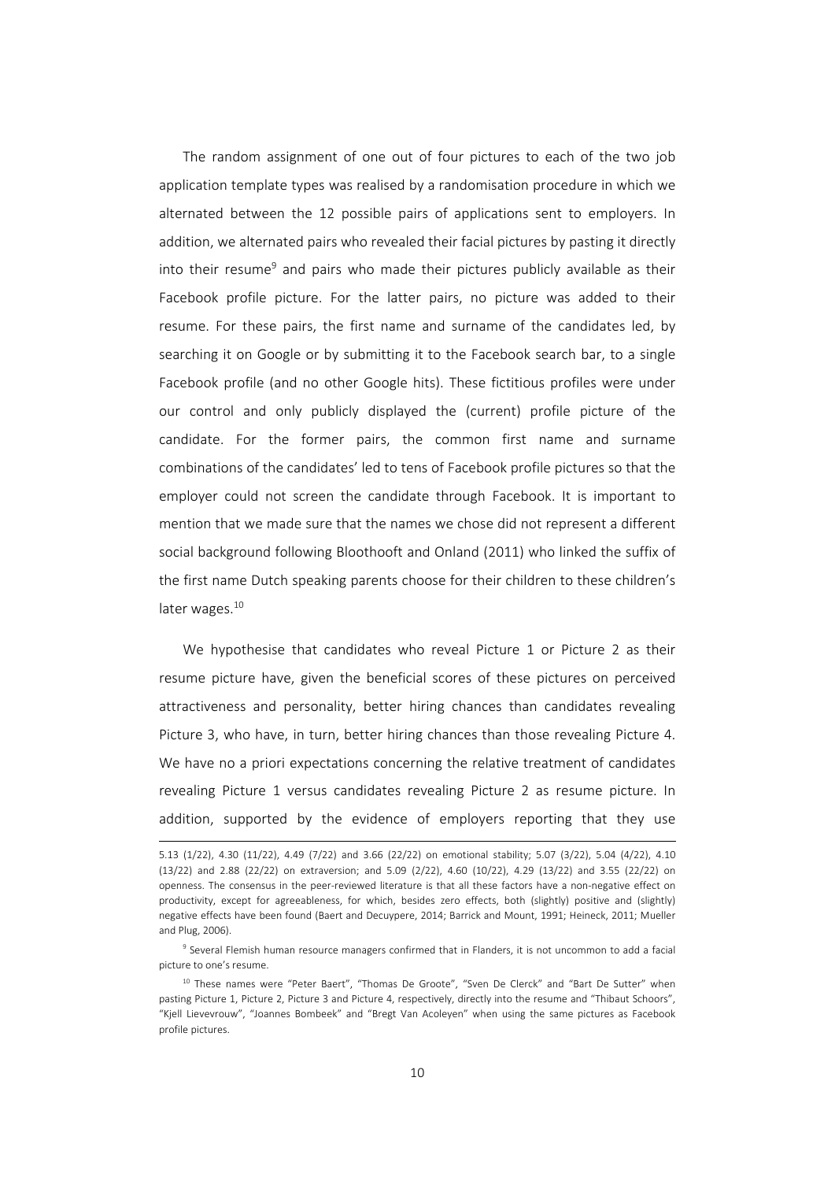The random assignment of one out of four pictures to each of the two job application template types was realised by a randomisation procedure in which we alternated between the 12 possible pairs of applications sent to employers. In addition, we alternated pairs who revealed their facial pictures by pasting it directly into their resume[9] and pairs who made their pictures publicly available as their Facebook profile picture. For the latter pairs, no picture was added to their resume. For these pairs, the first name and surname of the candidates led, by searching it on Google or by submitting it to the Facebook search bar, to a single Facebook profile (and no other Google hits). These fictitious profiles were under our control and only publicly displayed the (current) profile picture of the candidate. For the former pairs, the common first name and surname combinations of the candidates' led to tens of Facebook profile pictures so that the employer could not screen the candidate through Facebook. It is important to mention that we made sure that the names we chose did not represent a different social background following Bloothooft and Onland (2011) who linked the suffix of the first name Dutch speaking parents choose for their children to these children's later wages.[10]

We hypothesise that candidates who reveal Picture 1 or Picture 2 as their resume picture have, given the beneficial scores of these pictures on perceived attractiveness and personality, better hiring chances than candidates revealing Picture 3, who have, in turn, better hiring chances than those revealing Picture 4. We have no a priori expectations concerning the relative treatment of candidates revealing Picture 1 versus candidates revealing Picture 2 as resume picture. In addition, supported by the evidence of employers reporting that they use

---

5.13 (1/22), 4.30 (11/22), 4.49 (7/22) and 3.66 (22/22) on emotional stability; 5.07 (3/22), 5.04 (4/22), 4.10 (13/22) and 2.88 (22/22) on extraversion; and 5.09 (2/22), 4.60 (10/22), 4.29 (13/22) and 3.55 (22/22) on openness. The consensus in the peer-reviewed literature is that all these factors have a non-negative effect on productivity, except for agreeableness, for which, besides zero effects, both (slightly) positive and (slightly) negative effects have been found (Baert and Decuypere, 2014; Barrick and Mount, 1991; Heineck, 2011; Mueller and Plug, 2006).

[9] Several Flemish human resource managers confirmed that in Flanders, it is not uncommon to add a facial picture to one's resume.

[10] These names were "Peter Baert", "Thomas De Groote", "Sven De Clerck" and "Bart De Sutter" when pasting Picture 1, Picture 2, Picture 3 and Picture 4, respectively, directly into the resume and "Thibaut Schoors", "Kjell Lievevrouw", "Joannes Bombeek" and "Bregt Van Acoleyen" when using the same pictures as Facebook profile pictures.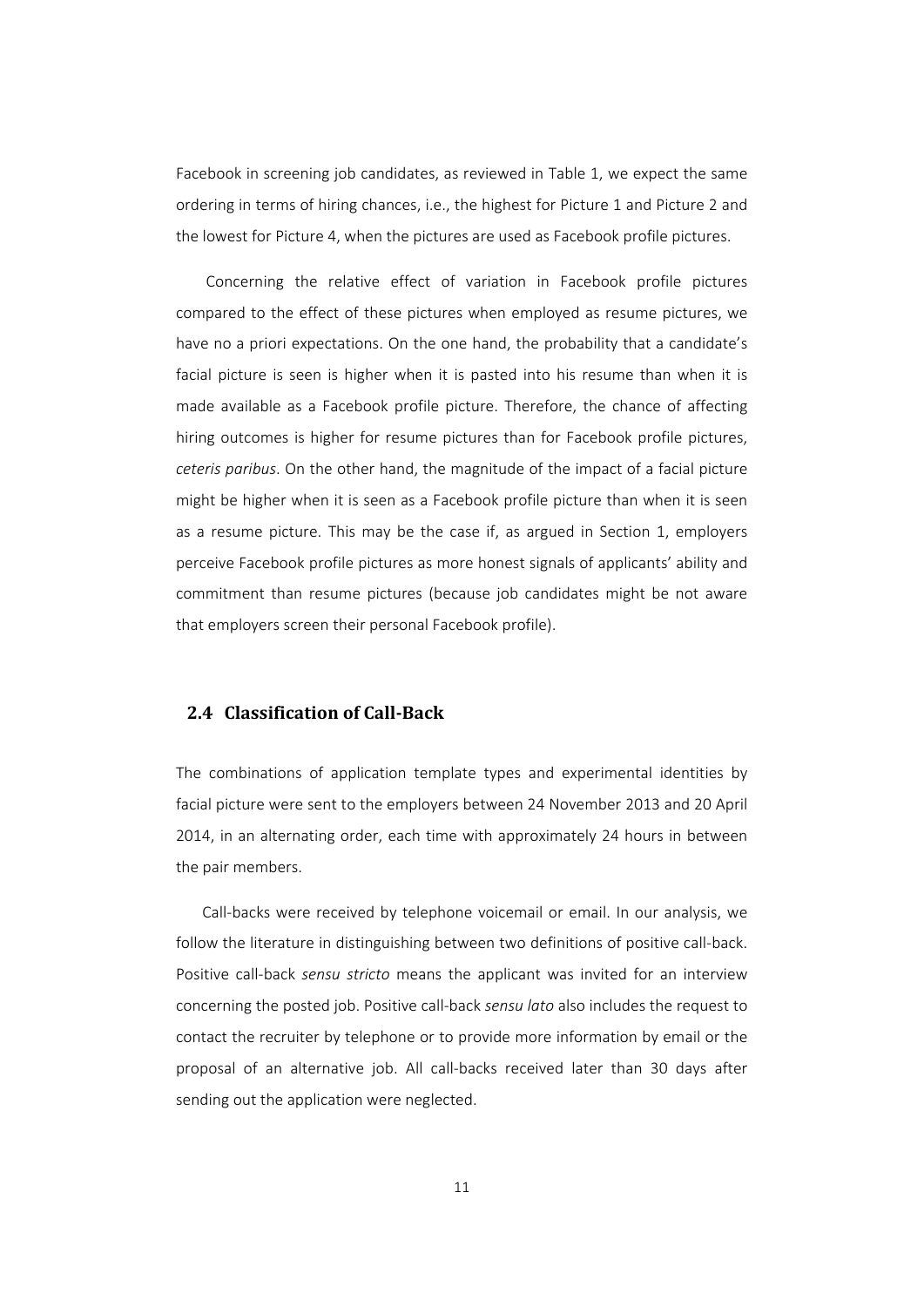Facebook in screening job candidates, as reviewed in Table 1, we expect the same ordering in terms of hiring chances, i.e., the highest for Picture 1 and Picture 2 and the lowest for Picture 4, when the pictures are used as Facebook profile pictures.

Concerning the relative effect of variation in Facebook profile pictures compared to the effect of these pictures when employed as resume pictures, we have no a priori expectations. On the one hand, the probability that a candidate's facial picture is seen is higher when it is pasted into his resume than when it is made available as a Facebook profile picture. Therefore, the chance of affecting hiring outcomes is higher for resume pictures than for Facebook profile pictures, *ceteris paribus*. On the other hand, the magnitude of the impact of a facial picture might be higher when it is seen as a Facebook profile picture than when it is seen as a resume picture. This may be the case if, as argued in Section 1, employers perceive Facebook profile pictures as more honest signals of applicants' ability and commitment than resume pictures (because job candidates might be not aware that employers screen their personal Facebook profile).

### 2.4 Classification of Call-Back

The combinations of application template types and experimental identities by facial picture were sent to the employers between 24 November 2013 and 20 April 2014, in an alternating order, each time with approximately 24 hours in between the pair members.

Call-backs were received by telephone voicemail or email. In our analysis, we follow the literature in distinguishing between two definitions of positive call-back. Positive call-back *sensu stricto* means the applicant was invited for an interview concerning the posted job. Positive call-back *sensu lato* also includes the request to contact the recruiter by telephone or to provide more information by email or the proposal of an alternative job. All call-backs received later than 30 days after sending out the application were neglected.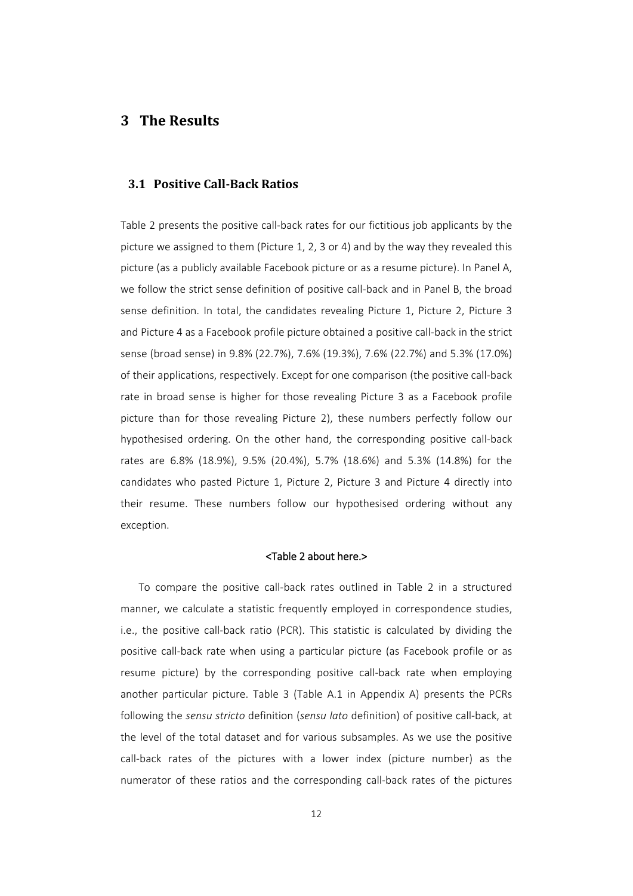# 3 The Results

## 3.1 Positive Call-Back Ratios

Table 2 presents the positive call-back rates for our fictitious job applicants by the picture we assigned to them (Picture 1, 2, 3 or 4) and by the way they revealed this picture (as a publicly available Facebook picture or as a resume picture). In Panel A, we follow the strict sense definition of positive call-back and in Panel B, the broad sense definition. In total, the candidates revealing Picture 1, Picture 2, Picture 3 and Picture 4 as a Facebook profile picture obtained a positive call-back in the strict sense (broad sense) in 9.8% (22.7%), 7.6% (19.3%), 7.6% (22.7%) and 5.3% (17.0%) of their applications, respectively. Except for one comparison (the positive call-back rate in broad sense is higher for those revealing Picture 3 as a Facebook profile picture than for those revealing Picture 2), these numbers perfectly follow our hypothesised ordering. On the other hand, the corresponding positive call-back rates are 6.8% (18.9%), 9.5% (20.4%), 5.7% (18.6%) and 5.3% (14.8%) for the candidates who pasted Picture 1, Picture 2, Picture 3 and Picture 4 directly into their resume. These numbers follow our hypothesised ordering without any exception.

<Table 2 about here.>

To compare the positive call-back rates outlined in Table 2 in a structured manner, we calculate a statistic frequently employed in correspondence studies, i.e., the positive call-back ratio (PCR). This statistic is calculated by dividing the positive call-back rate when using a particular picture (as Facebook profile or as resume picture) by the corresponding positive call-back rate when employing another particular picture. Table 3 (Table A.1 in Appendix A) presents the PCRs following the *sensu stricto* definition (*sensu lato* definition) of positive call-back, at the level of the total dataset and for various subsamples. As we use the positive call-back rates of the pictures with a lower index (picture number) as the numerator of these ratios and the corresponding call-back rates of the pictures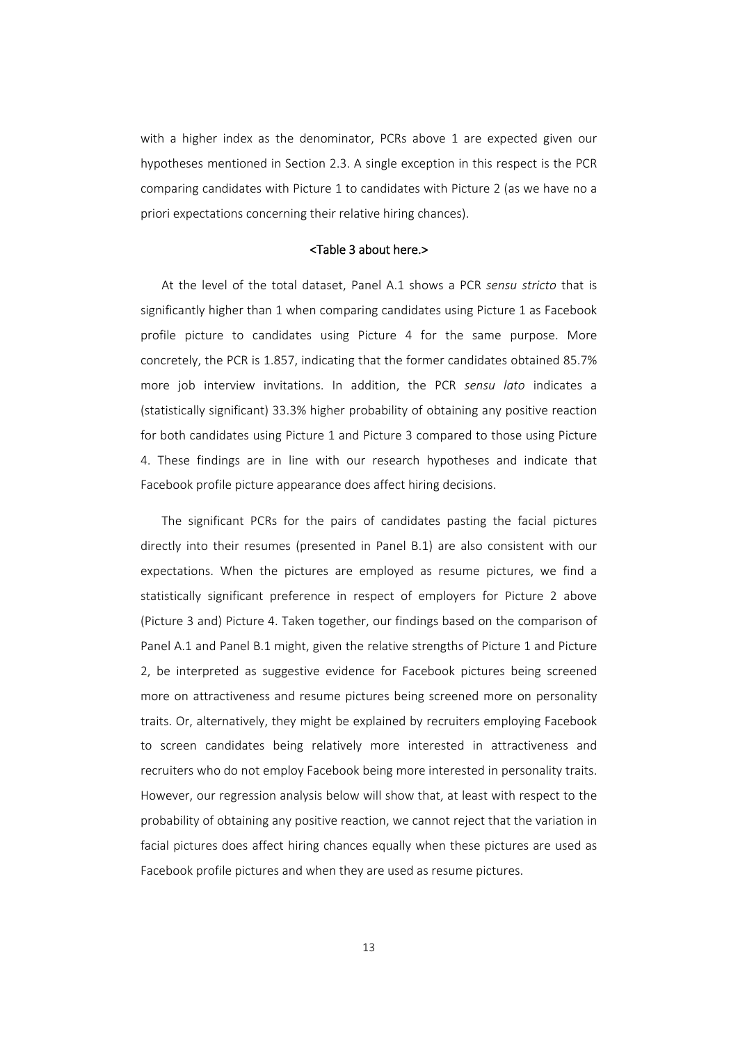with a higher index as the denominator, PCRs above 1 are expected given our hypotheses mentioned in Section 2.3. A single exception in this respect is the PCR comparing candidates with Picture 1 to candidates with Picture 2 (as we have no a priori expectations concerning their relative hiring chances).

<Table 3 about here.>

At the level of the total dataset, Panel A.1 shows a PCR *sensu stricto* that is significantly higher than 1 when comparing candidates using Picture 1 as Facebook profile picture to candidates using Picture 4 for the same purpose. More concretely, the PCR is 1.857, indicating that the former candidates obtained 85.7% more job interview invitations. In addition, the PCR *sensu lato* indicates a (statistically significant) 33.3% higher probability of obtaining any positive reaction for both candidates using Picture 1 and Picture 3 compared to those using Picture 4. These findings are in line with our research hypotheses and indicate that Facebook profile picture appearance does affect hiring decisions.

The significant PCRs for the pairs of candidates pasting the facial pictures directly into their resumes (presented in Panel B.1) are also consistent with our expectations. When the pictures are employed as resume pictures, we find a statistically significant preference in respect of employers for Picture 2 above (Picture 3 and) Picture 4. Taken together, our findings based on the comparison of Panel A.1 and Panel B.1 might, given the relative strengths of Picture 1 and Picture 2, be interpreted as suggestive evidence for Facebook pictures being screened more on attractiveness and resume pictures being screened more on personality traits. Or, alternatively, they might be explained by recruiters employing Facebook to screen candidates being relatively more interested in attractiveness and recruiters who do not employ Facebook being more interested in personality traits. However, our regression analysis below will show that, at least with respect to the probability of obtaining any positive reaction, we cannot reject that the variation in facial pictures does affect hiring chances equally when these pictures are used as Facebook profile pictures and when they are used as resume pictures.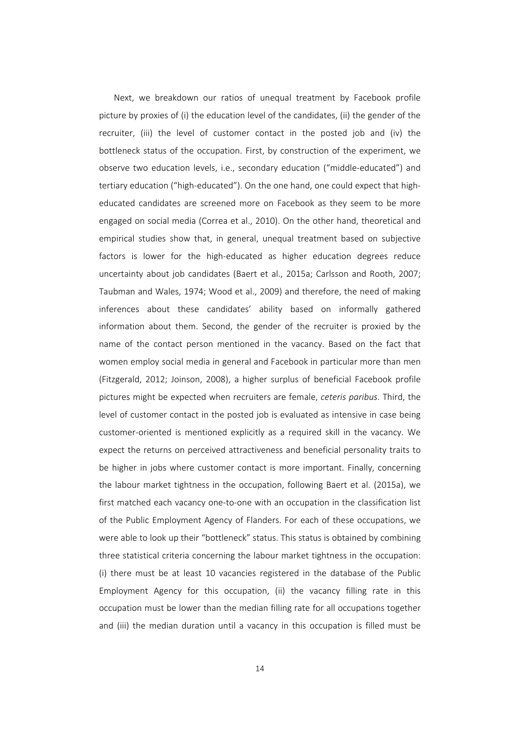Next, we breakdown our ratios of unequal treatment by Facebook profile picture by proxies of (i) the education level of the candidates, (ii) the gender of the recruiter, (iii) the level of customer contact in the posted job and (iv) the bottleneck status of the occupation. First, by construction of the experiment, we observe two education levels, i.e., secondary education ("middle-educated") and tertiary education ("high-educated"). On the one hand, one could expect that high-educated candidates are screened more on Facebook as they seem to be more engaged on social media (Correa et al., 2010). On the other hand, theoretical and empirical studies show that, in general, unequal treatment based on subjective factors is lower for the high-educated as higher education degrees reduce uncertainty about job candidates (Baert et al., 2015a; Carlsson and Rooth, 2007; Taubman and Wales, 1974; Wood et al., 2009) and therefore, the need of making inferences about these candidates' ability based on informally gathered information about them. Second, the gender of the recruiter is proxied by the name of the contact person mentioned in the vacancy. Based on the fact that women employ social media in general and Facebook in particular more than men (Fitzgerald, 2012; Joinson, 2008), a higher surplus of beneficial Facebook profile pictures might be expected when recruiters are female, *ceteris paribus*. Third, the level of customer contact in the posted job is evaluated as intensive in case being customer-oriented is mentioned explicitly as a required skill in the vacancy. We expect the returns on perceived attractiveness and beneficial personality traits to be higher in jobs where customer contact is more important. Finally, concerning the labour market tightness in the occupation, following Baert et al. (2015a), we first matched each vacancy one-to-one with an occupation in the classification list of the Public Employment Agency of Flanders. For each of these occupations, we were able to look up their "bottleneck" status. This status is obtained by combining three statistical criteria concerning the labour market tightness in the occupation: (i) there must be at least 10 vacancies registered in the database of the Public Employment Agency for this occupation, (ii) the vacancy filling rate in this occupation must be lower than the median filling rate for all occupations together and (iii) the median duration until a vacancy in this occupation is filled must be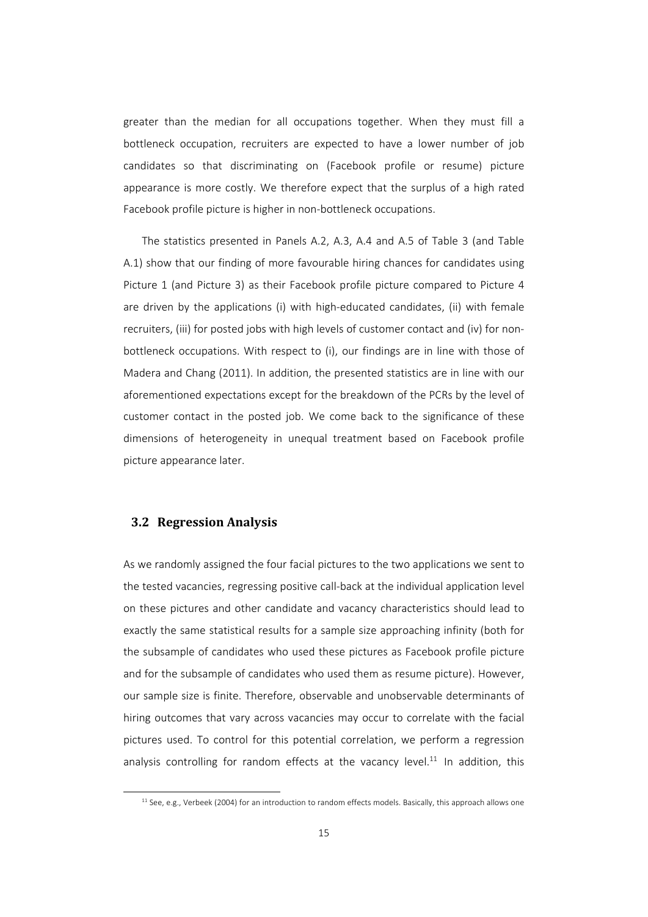greater than the median for all occupations together. When they must fill a bottleneck occupation, recruiters are expected to have a lower number of job candidates so that discriminating on (Facebook profile or resume) picture appearance is more costly. We therefore expect that the surplus of a high rated Facebook profile picture is higher in non-bottleneck occupations.

The statistics presented in Panels A.2, A.3, A.4 and A.5 of Table 3 (and Table A.1) show that our finding of more favourable hiring chances for candidates using Picture 1 (and Picture 3) as their Facebook profile picture compared to Picture 4 are driven by the applications (i) with high-educated candidates, (ii) with female recruiters, (iii) for posted jobs with high levels of customer contact and (iv) for non-bottleneck occupations. With respect to (i), our findings are in line with those of Madera and Chang (2011). In addition, the presented statistics are in line with our aforementioned expectations except for the breakdown of the PCRs by the level of customer contact in the posted job. We come back to the significance of these dimensions of heterogeneity in unequal treatment based on Facebook profile picture appearance later.

## 3.2 Regression Analysis

As we randomly assigned the four facial pictures to the two applications we sent to the tested vacancies, regressing positive call-back at the individual application level on these pictures and other candidate and vacancy characteristics should lead to exactly the same statistical results for a sample size approaching infinity (both for the subsample of candidates who used these pictures as Facebook profile picture and for the subsample of candidates who used them as resume picture). However, our sample size is finite. Therefore, observable and unobservable determinants of hiring outcomes that vary across vacancies may occur to correlate with the facial pictures used. To control for this potential correlation, we perform a regression analysis controlling for random effects at the vacancy level.[11] In addition, this

[11] See, e.g., Verbeek (2004) for an introduction to random effects models. Basically, this approach allows one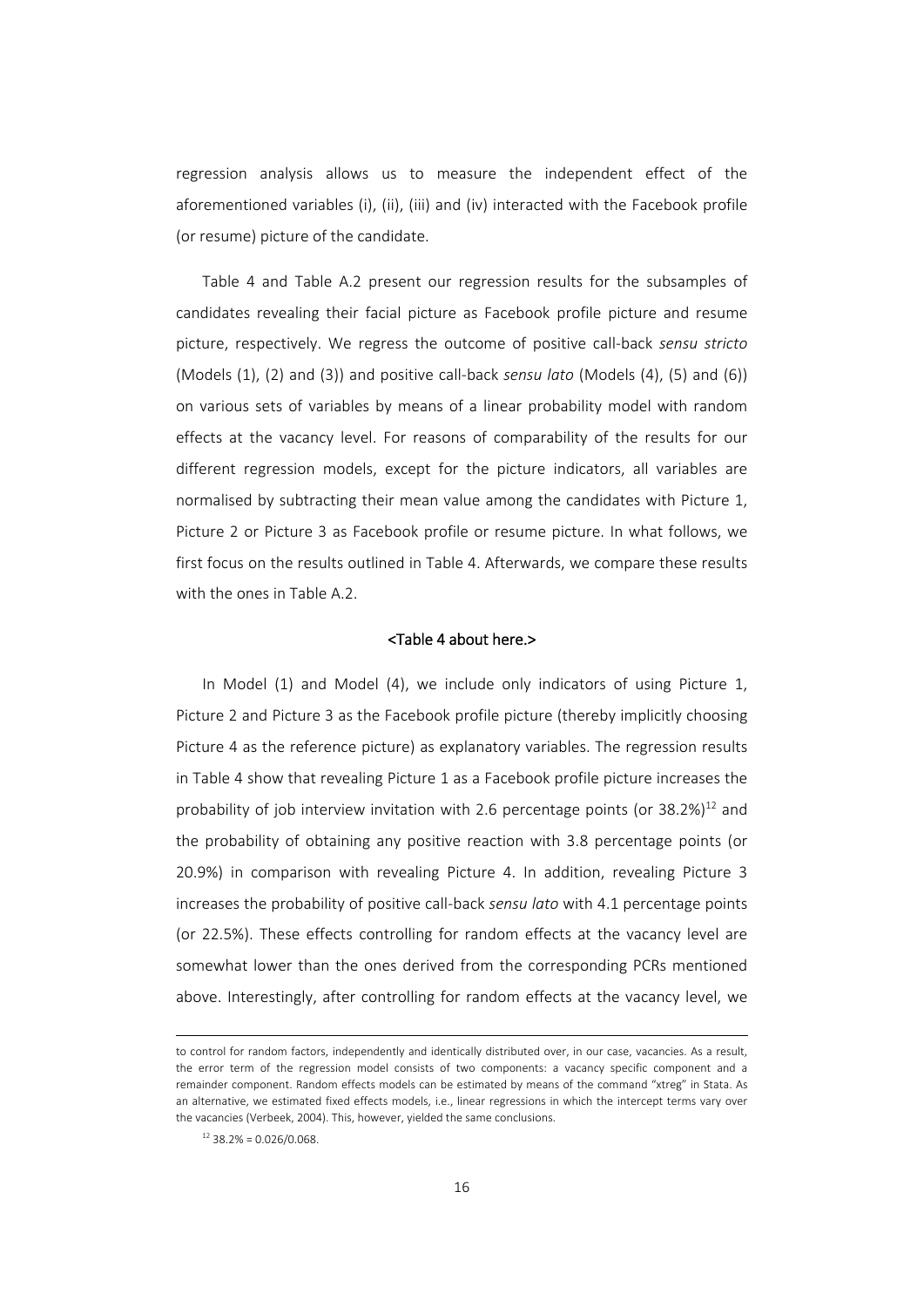regression analysis allows us to measure the independent effect of the aforementioned variables (i), (ii), (iii) and (iv) interacted with the Facebook profile (or resume) picture of the candidate.

Table 4 and Table A.2 present our regression results for the subsamples of candidates revealing their facial picture as Facebook profile picture and resume picture, respectively. We regress the outcome of positive call-back *sensu stricto* (Models (1), (2) and (3)) and positive call-back *sensu lato* (Models (4), (5) and (6)) on various sets of variables by means of a linear probability model with random effects at the vacancy level. For reasons of comparability of the results for our different regression models, except for the picture indicators, all variables are normalised by subtracting their mean value among the candidates with Picture 1, Picture 2 or Picture 3 as Facebook profile or resume picture. In what follows, we first focus on the results outlined in Table 4. Afterwards, we compare these results with the ones in Table A.2.

<Table 4 about here.>

In Model (1) and Model (4), we include only indicators of using Picture 1, Picture 2 and Picture 3 as the Facebook profile picture (thereby implicitly choosing Picture 4 as the reference picture) as explanatory variables. The regression results in Table 4 show that revealing Picture 1 as a Facebook profile picture increases the probability of job interview invitation with 2.6 percentage points (or 38.2%)[12] and the probability of obtaining any positive reaction with 3.8 percentage points (or 20.9%) in comparison with revealing Picture 4. In addition, revealing Picture 3 increases the probability of positive call-back *sensu lato* with 4.1 percentage points (or 22.5%). These effects controlling for random effects at the vacancy level are somewhat lower than the ones derived from the corresponding PCRs mentioned above. Interestingly, after controlling for random effects at the vacancy level, we

to control for random factors, independently and identically distributed over, in our case, vacancies. As a result, the error term of the regression model consists of two components: a vacancy specific component and a remainder component. Random effects models can be estimated by means of the command "xtreg" in Stata. As an alternative, we estimated fixed effects models, i.e., linear regressions in which the intercept terms vary over the vacancies (Verbeek, 2004). This, however, yielded the same conclusions.

[12] 38.2% = 0.026/0.068.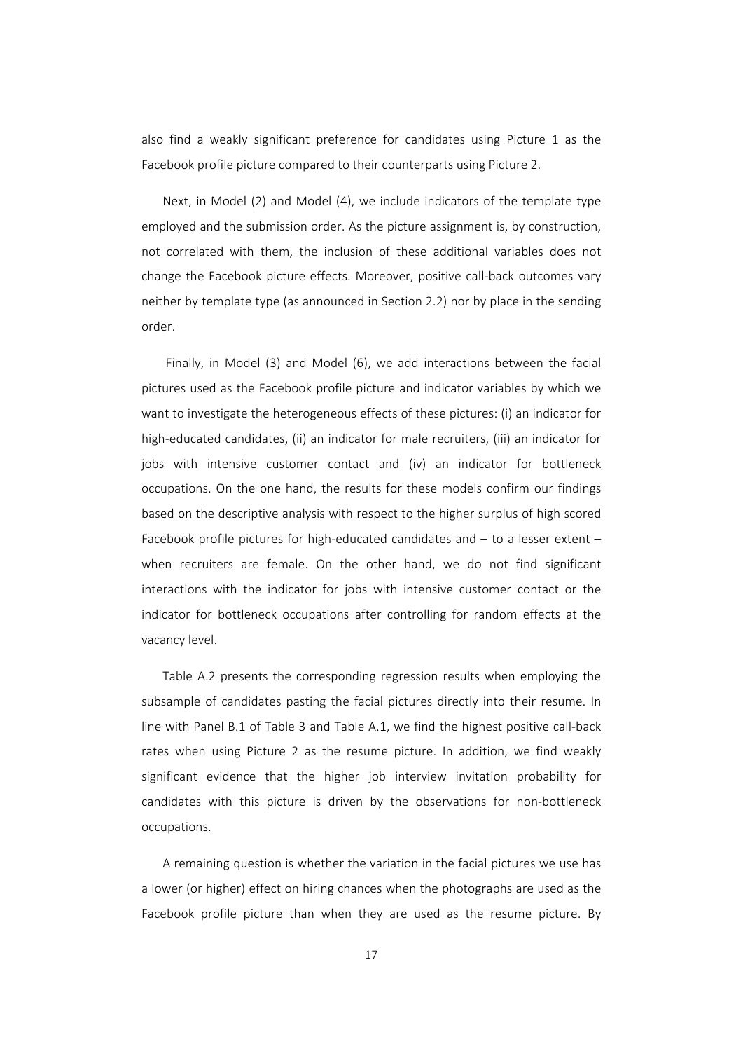also find a weakly significant preference for candidates using Picture 1 as the Facebook profile picture compared to their counterparts using Picture 2.

Next, in Model (2) and Model (4), we include indicators of the template type employed and the submission order. As the picture assignment is, by construction, not correlated with them, the inclusion of these additional variables does not change the Facebook picture effects. Moreover, positive call-back outcomes vary neither by template type (as announced in Section 2.2) nor by place in the sending order.

Finally, in Model (3) and Model (6), we add interactions between the facial pictures used as the Facebook profile picture and indicator variables by which we want to investigate the heterogeneous effects of these pictures: (i) an indicator for high-educated candidates, (ii) an indicator for male recruiters, (iii) an indicator for jobs with intensive customer contact and (iv) an indicator for bottleneck occupations. On the one hand, the results for these models confirm our findings based on the descriptive analysis with respect to the higher surplus of high scored Facebook profile pictures for high-educated candidates and – to a lesser extent – when recruiters are female. On the other hand, we do not find significant interactions with the indicator for jobs with intensive customer contact or the indicator for bottleneck occupations after controlling for random effects at the vacancy level.

Table A.2 presents the corresponding regression results when employing the subsample of candidates pasting the facial pictures directly into their resume. In line with Panel B.1 of Table 3 and Table A.1, we find the highest positive call-back rates when using Picture 2 as the resume picture. In addition, we find weakly significant evidence that the higher job interview invitation probability for candidates with this picture is driven by the observations for non-bottleneck occupations.

A remaining question is whether the variation in the facial pictures we use has a lower (or higher) effect on hiring chances when the photographs are used as the Facebook profile picture than when they are used as the resume picture. By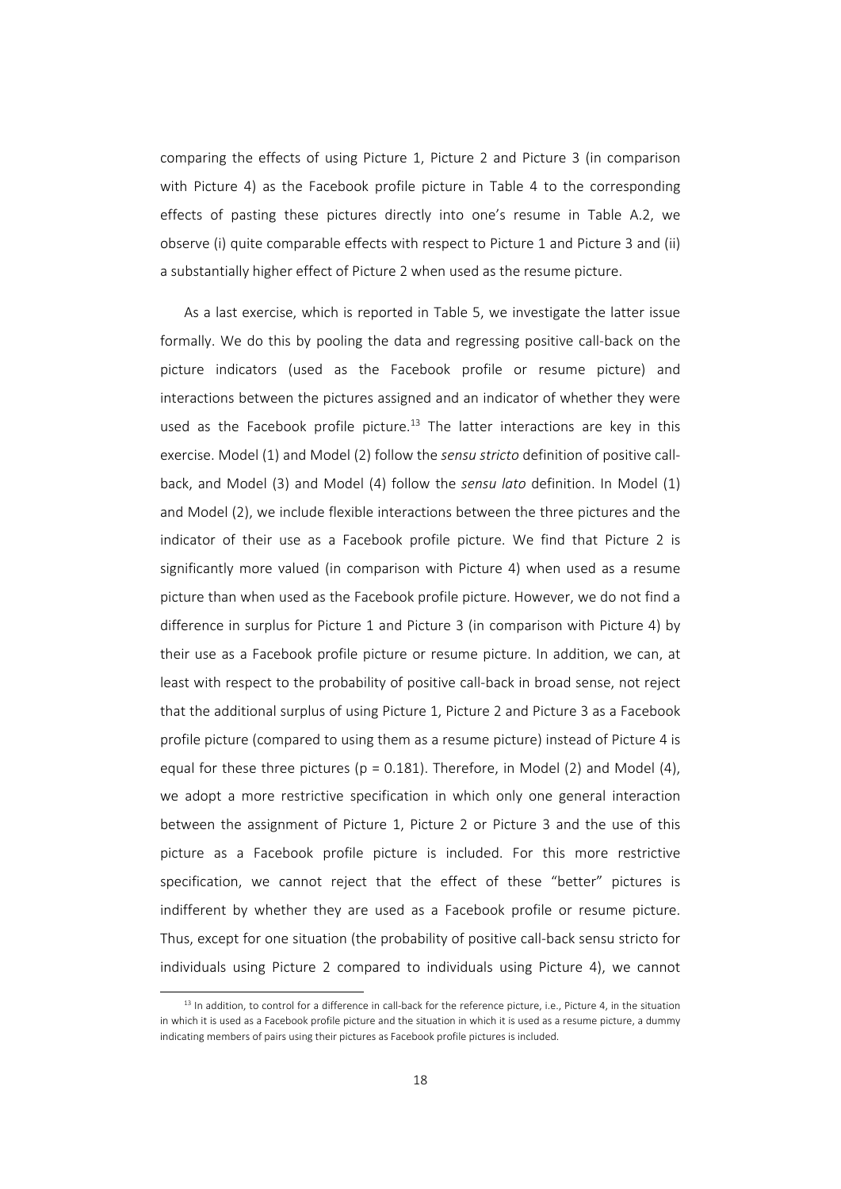comparing the effects of using Picture 1, Picture 2 and Picture 3 (in comparison with Picture 4) as the Facebook profile picture in Table 4 to the corresponding effects of pasting these pictures directly into one's resume in Table A.2, we observe (i) quite comparable effects with respect to Picture 1 and Picture 3 and (ii) a substantially higher effect of Picture 2 when used as the resume picture.

As a last exercise, which is reported in Table 5, we investigate the latter issue formally. We do this by pooling the data and regressing positive call-back on the picture indicators (used as the Facebook profile or resume picture) and interactions between the pictures assigned and an indicator of whether they were used as the Facebook profile picture.[13] The latter interactions are key in this exercise. Model (1) and Model (2) follow the *sensu stricto* definition of positive call-back, and Model (3) and Model (4) follow the *sensu lato* definition. In Model (1) and Model (2), we include flexible interactions between the three pictures and the indicator of their use as a Facebook profile picture. We find that Picture 2 is significantly more valued (in comparison with Picture 4) when used as a resume picture than when used as the Facebook profile picture. However, we do not find a difference in surplus for Picture 1 and Picture 3 (in comparison with Picture 4) by their use as a Facebook profile picture or resume picture. In addition, we can, at least with respect to the probability of positive call-back in broad sense, not reject that the additional surplus of using Picture 1, Picture 2 and Picture 3 as a Facebook profile picture (compared to using them as a resume picture) instead of Picture 4 is equal for these three pictures ($p = 0.181$). Therefore, in Model (2) and Model (4), we adopt a more restrictive specification in which only one general interaction between the assignment of Picture 1, Picture 2 or Picture 3 and the use of this picture as a Facebook profile picture is included. For this more restrictive specification, we cannot reject that the effect of these "better" pictures is indifferent by whether they are used as a Facebook profile or resume picture. Thus, except for one situation (the probability of positive call-back sensu stricto for individuals using Picture 2 compared to individuals using Picture 4), we cannot

[13] In addition, to control for a difference in call-back for the reference picture, i.e., Picture 4, in the situation in which it is used as a Facebook profile picture and the situation in which it is used as a resume picture, a dummy indicating members of pairs using their pictures as Facebook profile pictures is included.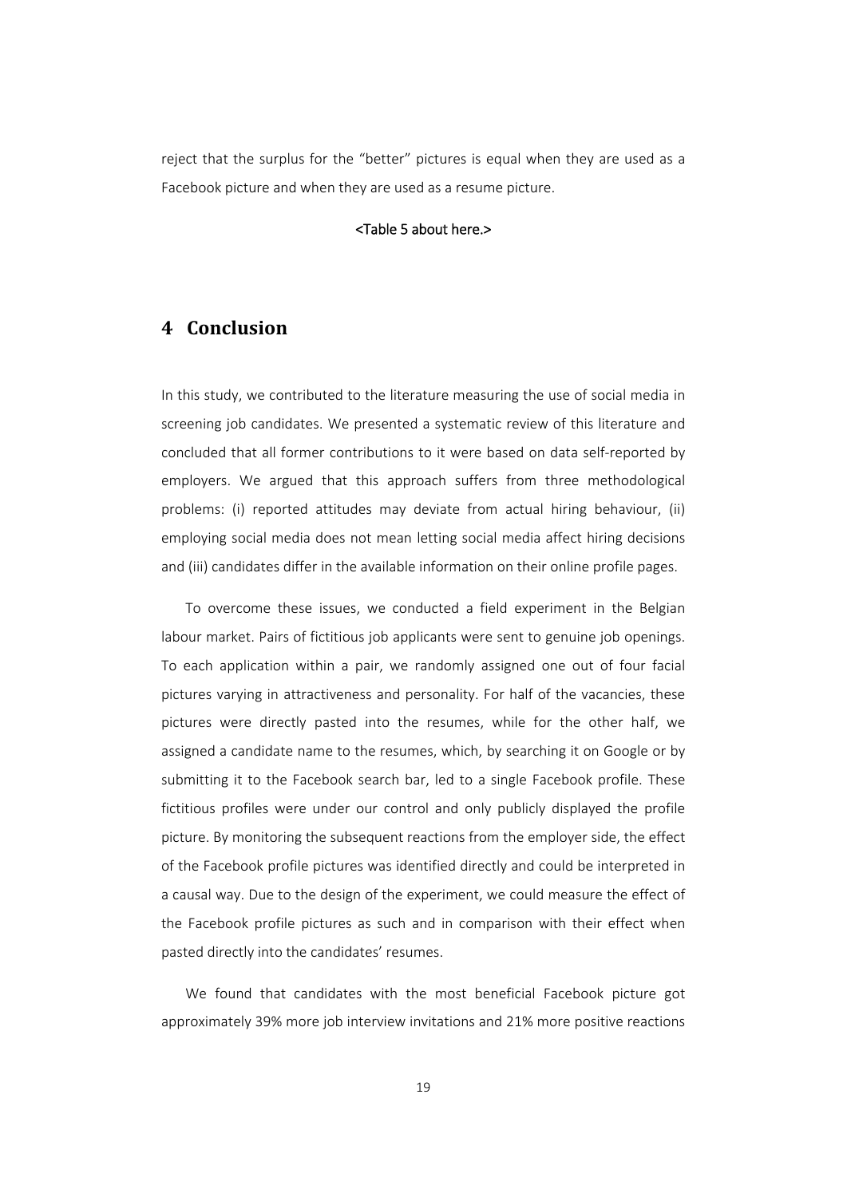reject that the surplus for the "better" pictures is equal when they are used as a Facebook picture and when they are used as a resume picture.

<Table 5 about here.>

# 4 Conclusion

In this study, we contributed to the literature measuring the use of social media in screening job candidates. We presented a systematic review of this literature and concluded that all former contributions to it were based on data self-reported by employers. We argued that this approach suffers from three methodological problems: (i) reported attitudes may deviate from actual hiring behaviour, (ii) employing social media does not mean letting social media affect hiring decisions and (iii) candidates differ in the available information on their online profile pages.

To overcome these issues, we conducted a field experiment in the Belgian labour market. Pairs of fictitious job applicants were sent to genuine job openings. To each application within a pair, we randomly assigned one out of four facial pictures varying in attractiveness and personality. For half of the vacancies, these pictures were directly pasted into the resumes, while for the other half, we assigned a candidate name to the resumes, which, by searching it on Google or by submitting it to the Facebook search bar, led to a single Facebook profile. These fictitious profiles were under our control and only publicly displayed the profile picture. By monitoring the subsequent reactions from the employer side, the effect of the Facebook profile pictures was identified directly and could be interpreted in a causal way. Due to the design of the experiment, we could measure the effect of the Facebook profile pictures as such and in comparison with their effect when pasted directly into the candidates' resumes.

We found that candidates with the most beneficial Facebook picture got approximately 39% more job interview invitations and 21% more positive reactions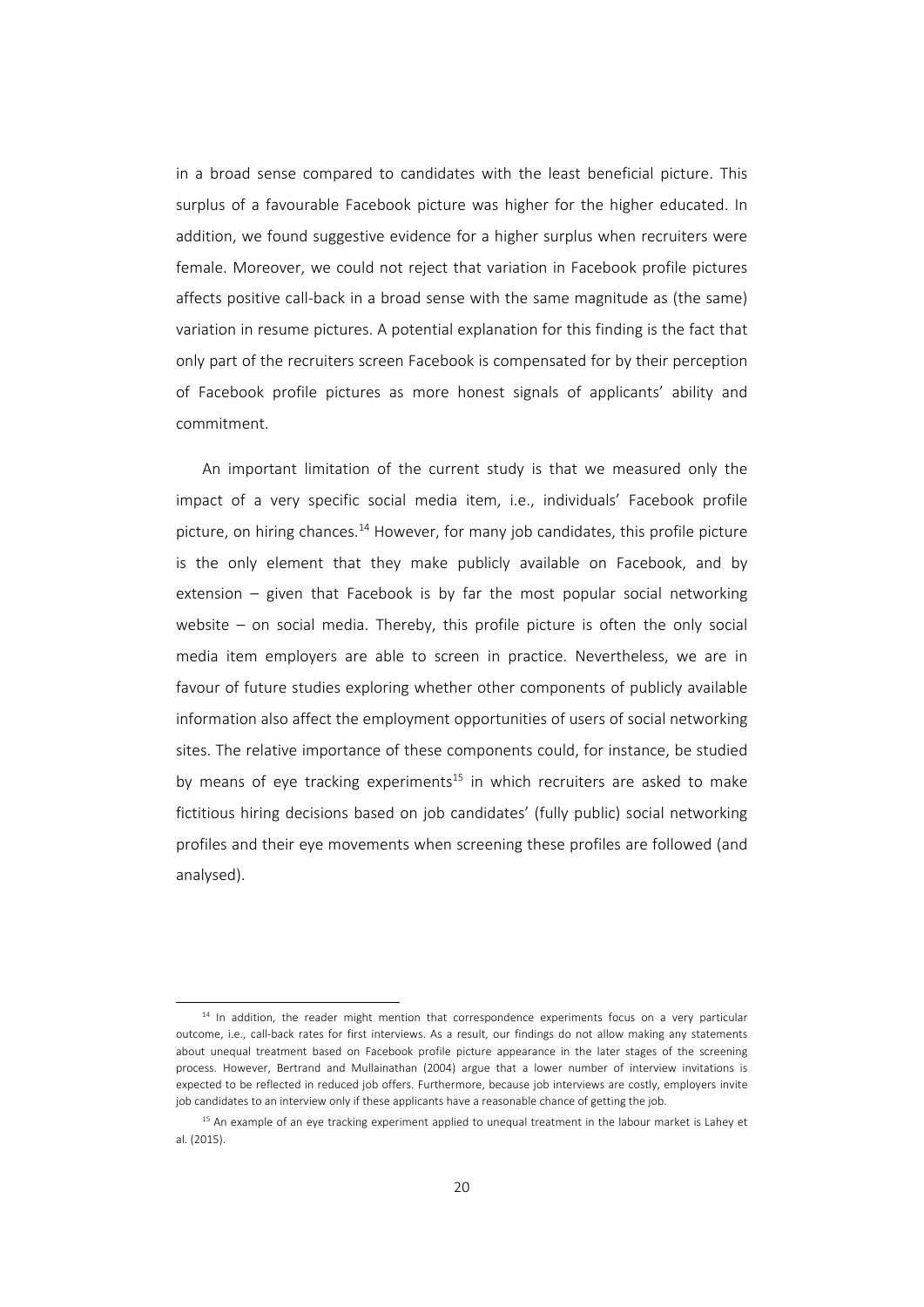in a broad sense compared to candidates with the least beneficial picture. This surplus of a favourable Facebook picture was higher for the higher educated. In addition, we found suggestive evidence for a higher surplus when recruiters were female. Moreover, we could not reject that variation in Facebook profile pictures affects positive call-back in a broad sense with the same magnitude as (the same) variation in resume pictures. A potential explanation for this finding is the fact that only part of the recruiters screen Facebook is compensated for by their perception of Facebook profile pictures as more honest signals of applicants' ability and commitment.

An important limitation of the current study is that we measured only the impact of a very specific social media item, i.e., individuals' Facebook profile picture, on hiring chances.[14] However, for many job candidates, this profile picture is the only element that they make publicly available on Facebook, and by extension – given that Facebook is by far the most popular social networking website – on social media. Thereby, this profile picture is often the only social media item employers are able to screen in practice. Nevertheless, we are in favour of future studies exploring whether other components of publicly available information also affect the employment opportunities of users of social networking sites. The relative importance of these components could, for instance, be studied by means of eye tracking experiments[15] in which recruiters are asked to make fictitious hiring decisions based on job candidates' (fully public) social networking profiles and their eye movements when screening these profiles are followed (and analysed).

---

[14] In addition, the reader might mention that correspondence experiments focus on a very particular outcome, i.e., call-back rates for first interviews. As a result, our findings do not allow making any statements about unequal treatment based on Facebook profile picture appearance in the later stages of the screening process. However, Bertrand and Mullainathan (2004) argue that a lower number of interview invitations is expected to be reflected in reduced job offers. Furthermore, because job interviews are costly, employers invite job candidates to an interview only if these applicants have a reasonable chance of getting the job.

[15] An example of an eye tracking experiment applied to unequal treatment in the labour market is Lahey et al. (2015).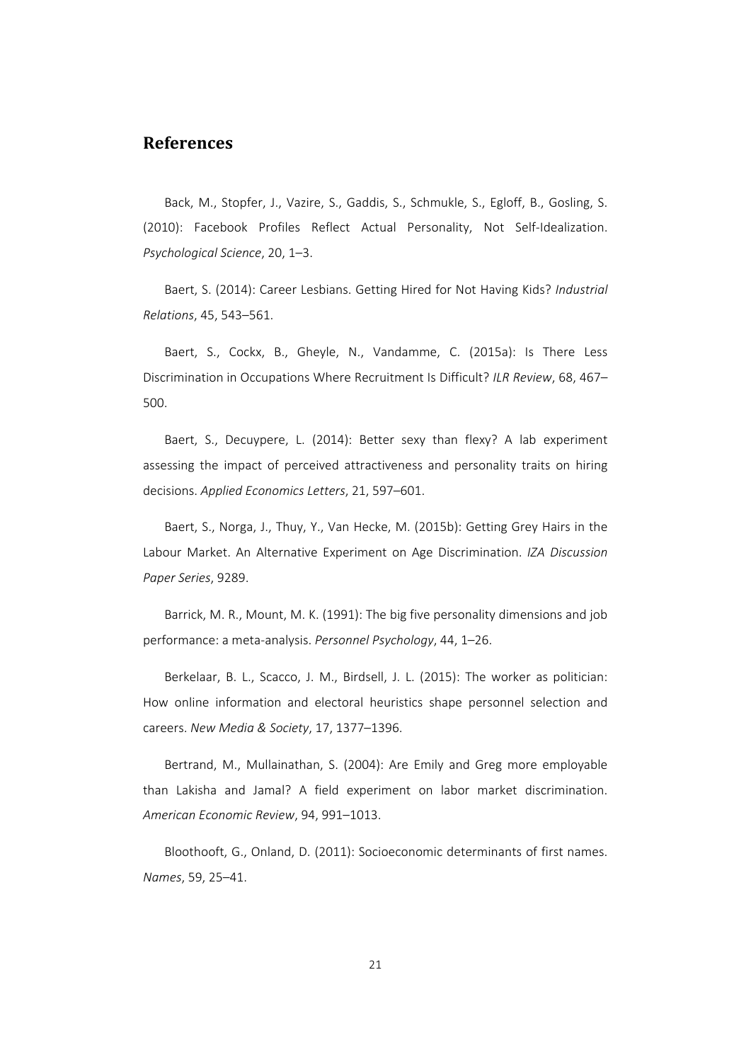## References

Back, M., Stopfer, J., Vazire, S., Gaddis, S., Schmukle, S., Egloff, B., Gosling, S. (2010): Facebook Profiles Reflect Actual Personality, Not Self-Idealization. *Psychological Science*, 20, 1–3.

Baert, S. (2014): Career Lesbians. Getting Hired for Not Having Kids? *Industrial Relations*, 45, 543–561.

Baert, S., Cockx, B., Gheyle, N., Vandamme, C. (2015a): Is There Less Discrimination in Occupations Where Recruitment Is Difficult? *ILR Review*, 68, 467–500.

Baert, S., Decuypere, L. (2014): Better sexy than flexy? A lab experiment assessing the impact of perceived attractiveness and personality traits on hiring decisions. *Applied Economics Letters*, 21, 597–601.

Baert, S., Norga, J., Thuy, Y., Van Hecke, M. (2015b): Getting Grey Hairs in the Labour Market. An Alternative Experiment on Age Discrimination. *IZA Discussion Paper Series*, 9289.

Barrick, M. R., Mount, M. K. (1991): The big five personality dimensions and job performance: a meta-analysis. *Personnel Psychology*, 44, 1–26.

Berkelaar, B. L., Scacco, J. M., Birdsell, J. L. (2015): The worker as politician: How online information and electoral heuristics shape personnel selection and careers. *New Media & Society*, 17, 1377–1396.

Bertrand, M., Mullainathan, S. (2004): Are Emily and Greg more employable than Lakisha and Jamal? A field experiment on labor market discrimination. *American Economic Review*, 94, 991–1013.

Bloothooft, G., Onland, D. (2011): Socioeconomic determinants of first names. *Names*, 59, 25–41.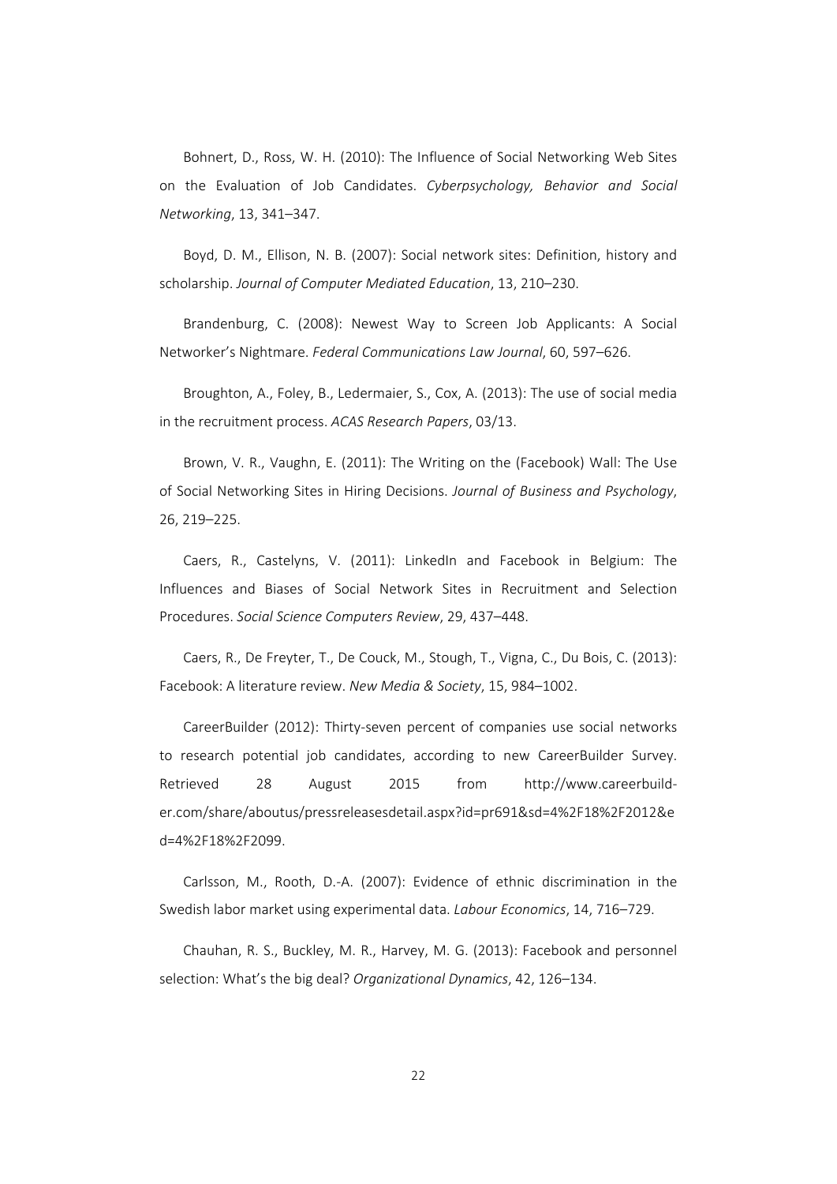Bohnert, D., Ross, W. H. (2010): The Influence of Social Networking Web Sites on the Evaluation of Job Candidates. *Cyberpsychology, Behavior and Social Networking*, 13, 341–347.

Boyd, D. M., Ellison, N. B. (2007): Social network sites: Definition, history and scholarship. *Journal of Computer Mediated Education*, 13, 210–230.

Brandenburg, C. (2008): Newest Way to Screen Job Applicants: A Social Networker's Nightmare. *Federal Communications Law Journal*, 60, 597–626.

Broughton, A., Foley, B., Ledermaier, S., Cox, A. (2013): The use of social media in the recruitment process. *ACAS Research Papers*, 03/13.

Brown, V. R., Vaughn, E. (2011): The Writing on the (Facebook) Wall: The Use of Social Networking Sites in Hiring Decisions. *Journal of Business and Psychology*, 26, 219–225.

Caers, R., Castelyns, V. (2011): LinkedIn and Facebook in Belgium: The Influences and Biases of Social Network Sites in Recruitment and Selection Procedures. *Social Science Computers Review*, 29, 437–448.

Caers, R., De Freyter, T., De Couck, M., Stough, T., Vigna, C., Du Bois, C. (2013): Facebook: A literature review. *New Media & Society*, 15, 984–1002.

CareerBuilder (2012): Thirty-seven percent of companies use social networks to research potential job candidates, according to new CareerBuilder Survey. Retrieved 28 August 2015 from http://www.careerbuilder.com/share/aboutus/pressreleasesdetail.aspx?id=pr691&sd=4%2F18%2F2012&ed=4%2F18%2F2099.

Carlsson, M., Rooth, D.-A. (2007): Evidence of ethnic discrimination in the Swedish labor market using experimental data. *Labour Economics*, 14, 716–729.

Chauhan, R. S., Buckley, M. R., Harvey, M. G. (2013): Facebook and personnel selection: What's the big deal? *Organizational Dynamics*, 42, 126–134.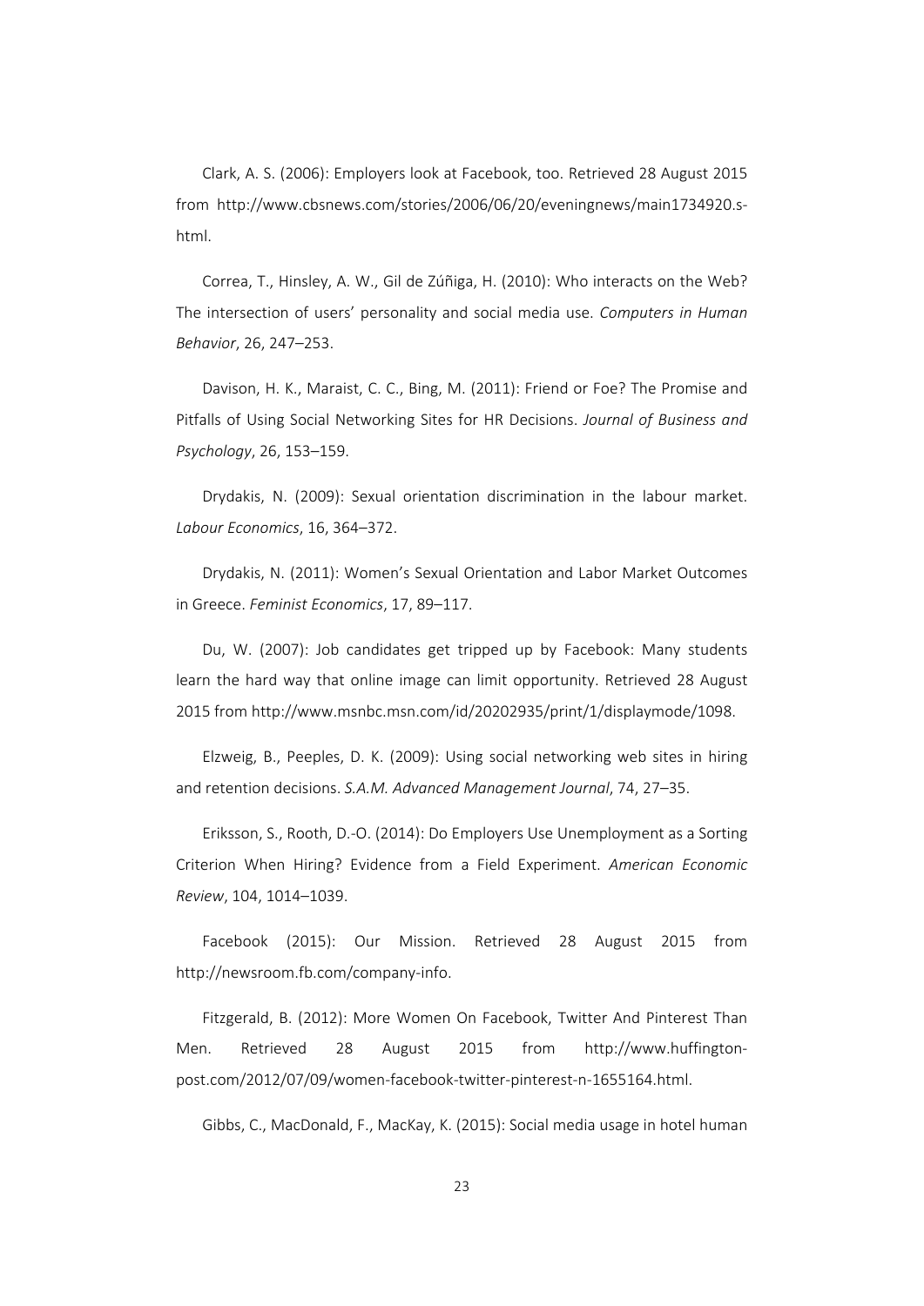Clark, A. S. (2006): Employers look at Facebook, too. Retrieved 28 August 2015 from http://www.cbsnews.com/stories/2006/06/20/eveningnews/main1734920.shtml.

Correa, T., Hinsley, A. W., Gil de Zúñiga, H. (2010): Who interacts on the Web? The intersection of users' personality and social media use. *Computers in Human Behavior*, 26, 247–253.

Davison, H. K., Maraist, C. C., Bing, M. (2011): Friend or Foe? The Promise and Pitfalls of Using Social Networking Sites for HR Decisions. *Journal of Business and Psychology*, 26, 153–159.

Drydakis, N. (2009): Sexual orientation discrimination in the labour market. *Labour Economics*, 16, 364–372.

Drydakis, N. (2011): Women's Sexual Orientation and Labor Market Outcomes in Greece. *Feminist Economics*, 17, 89–117.

Du, W. (2007): Job candidates get tripped up by Facebook: Many students learn the hard way that online image can limit opportunity. Retrieved 28 August 2015 from http://www.msnbc.msn.com/id/20202935/print/1/displaymode/1098.

Elzweig, B., Peeples, D. K. (2009): Using social networking web sites in hiring and retention decisions. *S.A.M. Advanced Management Journal*, 74, 27–35.

Eriksson, S., Rooth, D.-O. (2014): Do Employers Use Unemployment as a Sorting Criterion When Hiring? Evidence from a Field Experiment. *American Economic Review*, 104, 1014–1039.

Facebook (2015): Our Mission. Retrieved 28 August 2015 from http://newsroom.fb.com/company-info.

Fitzgerald, B. (2012): More Women On Facebook, Twitter And Pinterest Than Men. Retrieved 28 August 2015 from http://www.huffington-post.com/2012/07/09/women-facebook-twitter-pinterest-n-1655164.html.

Gibbs, C., MacDonald, F., MacKay, K. (2015): Social media usage in hotel human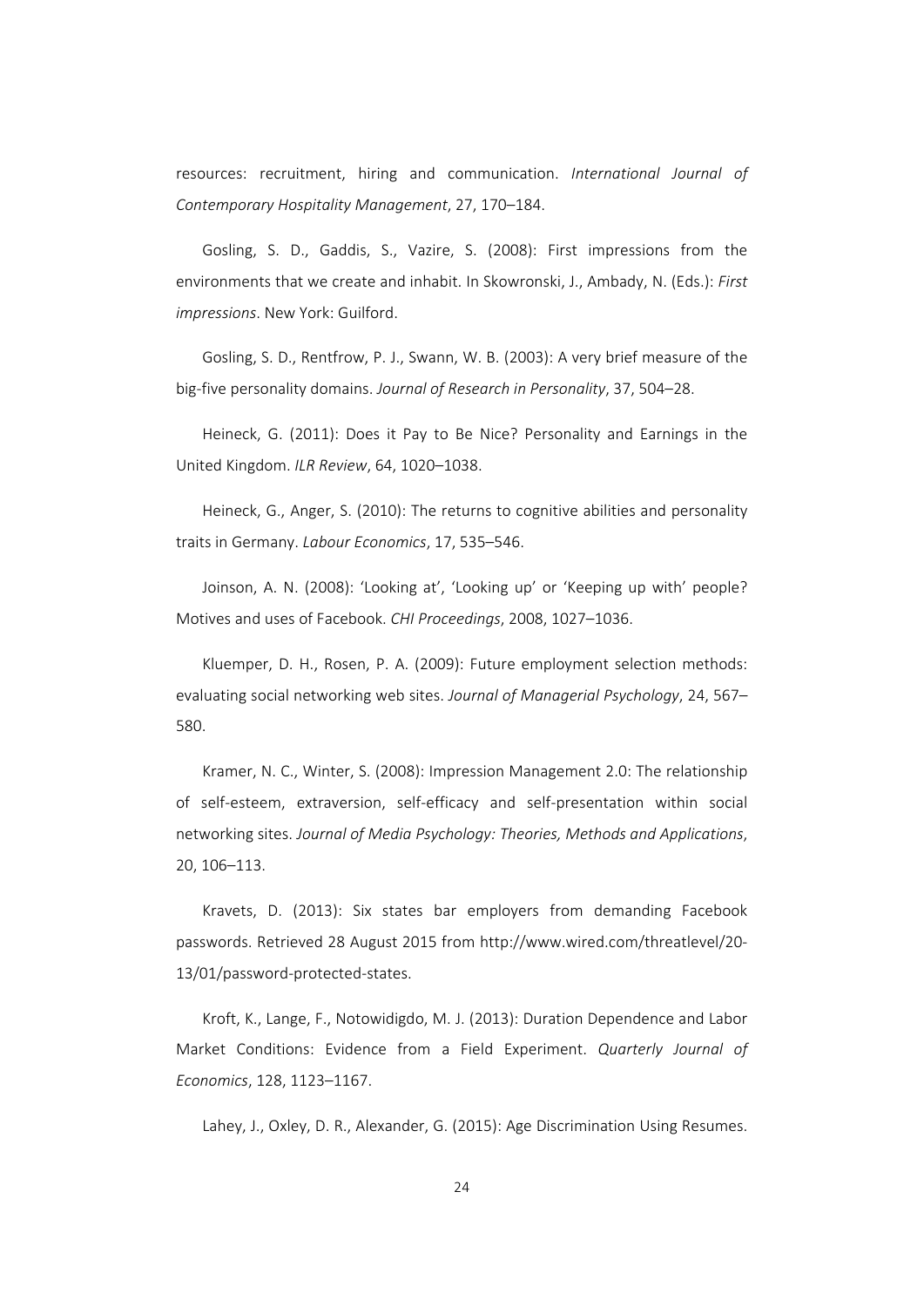resources: recruitment, hiring and communication. *International Journal of Contemporary Hospitality Management*, 27, 170–184.

Gosling, S. D., Gaddis, S., Vazire, S. (2008): First impressions from the environments that we create and inhabit. In Skowronski, J., Ambady, N. (Eds.): *First impressions*. New York: Guilford.

Gosling, S. D., Rentfrow, P. J., Swann, W. B. (2003): A very brief measure of the big-five personality domains. *Journal of Research in Personality*, 37, 504–28.

Heineck, G. (2011): Does it Pay to Be Nice? Personality and Earnings in the United Kingdom. *ILR Review*, 64, 1020–1038.

Heineck, G., Anger, S. (2010): The returns to cognitive abilities and personality traits in Germany. *Labour Economics*, 17, 535–546.

Joinson, A. N. (2008): 'Looking at', 'Looking up' or 'Keeping up with' people? Motives and uses of Facebook. *CHI Proceedings*, 2008, 1027–1036.

Kluemper, D. H., Rosen, P. A. (2009): Future employment selection methods: evaluating social networking web sites. *Journal of Managerial Psychology*, 24, 567–580.

Kramer, N. C., Winter, S. (2008): Impression Management 2.0: The relationship of self-esteem, extraversion, self-efficacy and self-presentation within social networking sites. *Journal of Media Psychology: Theories, Methods and Applications*, 20, 106–113.

Kravets, D. (2013): Six states bar employers from demanding Facebook passwords. Retrieved 28 August 2015 from http://www.wired.com/threatlevel/20-13/01/password-protected-states.

Kroft, K., Lange, F., Notowidigdo, M. J. (2013): Duration Dependence and Labor Market Conditions: Evidence from a Field Experiment. *Quarterly Journal of Economics*, 128, 1123–1167.

Lahey, J., Oxley, D. R., Alexander, G. (2015): Age Discrimination Using Resumes.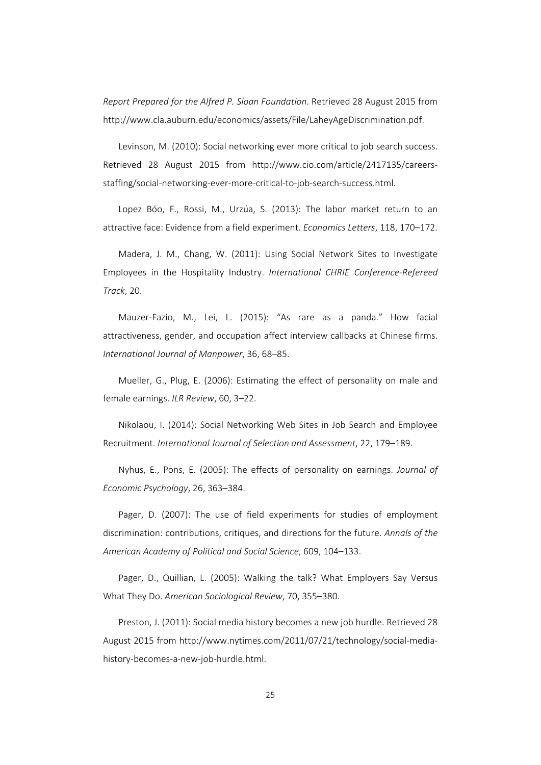*Report Prepared for the Alfred P. Sloan Foundation*. Retrieved 28 August 2015 from http://www.cla.auburn.edu/economics/assets/File/LaheyAgeDiscrimination.pdf.

Levinson, M. (2010): Social networking ever more critical to job search success. Retrieved 28 August 2015 from http://www.cio.com/article/2417135/careers-staffing/social-networking-ever-more-critical-to-job-search-success.html.

Lopez Bóo, F., Rossi, M., Urzúa, S. (2013): The labor market return to an attractive face: Evidence from a field experiment. *Economics Letters*, 118, 170–172.

Madera, J. M., Chang, W. (2011): Using Social Network Sites to Investigate Employees in the Hospitality Industry. *International CHRIE Conference-Refereed Track*, 20.

Mauzer-Fazio, M., Lei, L. (2015): "As rare as a panda." How facial attractiveness, gender, and occupation affect interview callbacks at Chinese firms. *International Journal of Manpower*, 36, 68–85.

Mueller, G., Plug, E. (2006): Estimating the effect of personality on male and female earnings. *ILR Review*, 60, 3–22.

Nikolaou, I. (2014): Social Networking Web Sites in Job Search and Employee Recruitment. *International Journal of Selection and Assessment*, 22, 179–189.

Nyhus, E., Pons, E. (2005): The effects of personality on earnings. *Journal of Economic Psychology*, 26, 363–384.

Pager, D. (2007): The use of field experiments for studies of employment discrimination: contributions, critiques, and directions for the future. *Annals of the American Academy of Political and Social Science*, 609, 104–133.

Pager, D., Quillian, L. (2005): Walking the talk? What Employers Say Versus What They Do. *American Sociological Review*, 70, 355–380.

Preston, J. (2011): Social media history becomes a new job hurdle. Retrieved 28 August 2015 from http://www.nytimes.com/2011/07/21/technology/social-media-history-becomes-a-new-job-hurdle.html.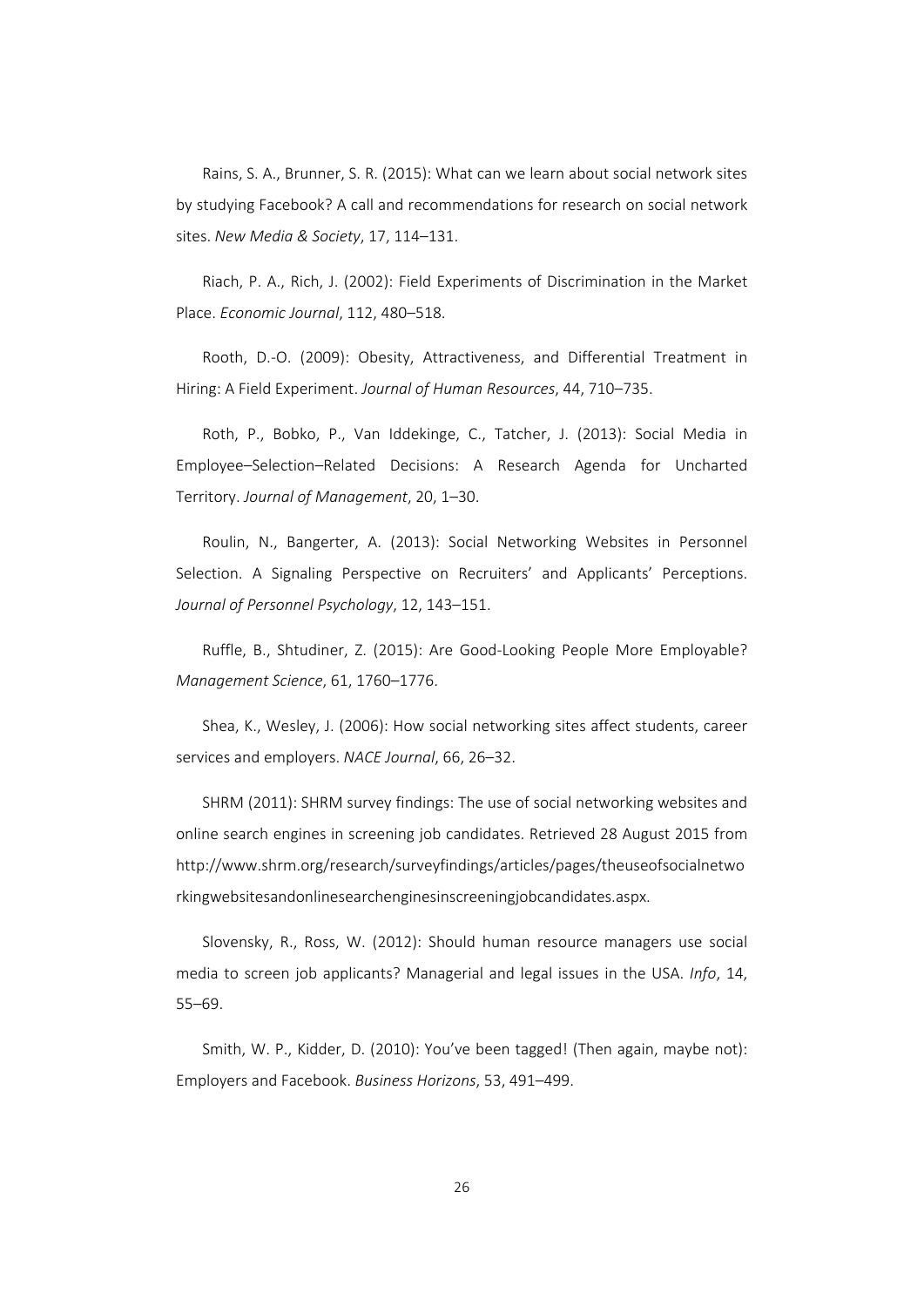Rains, S. A., Brunner, S. R. (2015): What can we learn about social network sites by studying Facebook? A call and recommendations for research on social network sites. *New Media & Society*, 17, 114–131.

Riach, P. A., Rich, J. (2002): Field Experiments of Discrimination in the Market Place. *Economic Journal*, 112, 480–518.

Rooth, D.-O. (2009): Obesity, Attractiveness, and Differential Treatment in Hiring: A Field Experiment. *Journal of Human Resources*, 44, 710–735.

Roth, P., Bobko, P., Van Iddekinge, C., Tatcher, J. (2013): Social Media in Employee–Selection–Related Decisions: A Research Agenda for Uncharted Territory. *Journal of Management*, 20, 1–30.

Roulin, N., Bangerter, A. (2013): Social Networking Websites in Personnel Selection. A Signaling Perspective on Recruiters' and Applicants' Perceptions. *Journal of Personnel Psychology*, 12, 143–151.

Ruffle, B., Shtudiner, Z. (2015): Are Good-Looking People More Employable? *Management Science*, 61, 1760–1776.

Shea, K., Wesley, J. (2006): How social networking sites affect students, career services and employers. *NACE Journal*, 66, 26–32.

SHRM (2011): SHRM survey findings: The use of social networking websites and online search engines in screening job candidates. Retrieved 28 August 2015 from http://www.shrm.org/research/surveyfindings/articles/pages/theuseofsocialnetworkingwebsitesandonlinesearchenginesinscreeningjobcandidates.aspx.

Slovensky, R., Ross, W. (2012): Should human resource managers use social media to screen job applicants? Managerial and legal issues in the USA. *Info*, 14, 55–69.

Smith, W. P., Kidder, D. (2010): You've been tagged! (Then again, maybe not): Employers and Facebook. *Business Horizons*, 53, 491–499.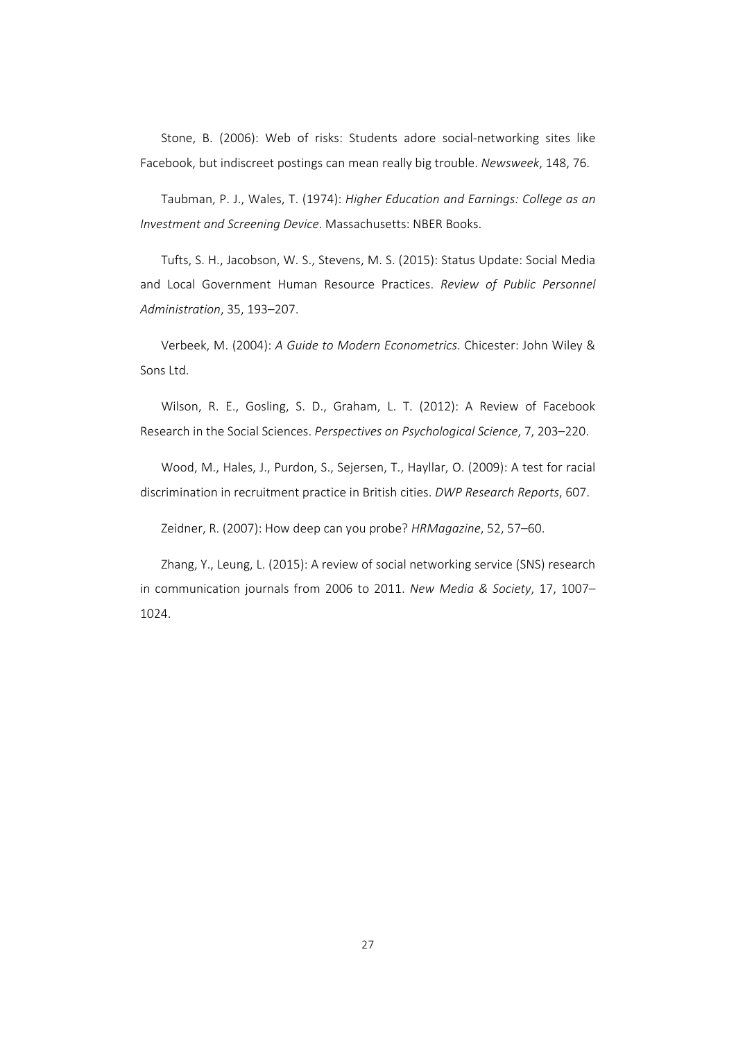Stone, B. (2006): Web of risks: Students adore social-networking sites like Facebook, but indiscreet postings can mean really big trouble. *Newsweek*, 148, 76.

Taubman, P. J., Wales, T. (1974): *Higher Education and Earnings: College as an Investment and Screening Device*. Massachusetts: NBER Books.

Tufts, S. H., Jacobson, W. S., Stevens, M. S. (2015): Status Update: Social Media and Local Government Human Resource Practices. *Review of Public Personnel Administration*, 35, 193–207.

Verbeek, M. (2004): *A Guide to Modern Econometrics*. Chicester: John Wiley & Sons Ltd.

Wilson, R. E., Gosling, S. D., Graham, L. T. (2012): A Review of Facebook Research in the Social Sciences. *Perspectives on Psychological Science*, 7, 203–220.

Wood, M., Hales, J., Purdon, S., Sejersen, T., Hayllar, O. (2009): A test for racial discrimination in recruitment practice in British cities. *DWP Research Reports*, 607.

Zeidner, R. (2007): How deep can you probe? *HRMagazine*, 52, 57–60.

Zhang, Y., Leung, L. (2015): A review of social networking service (SNS) research in communication journals from 2006 to 2011. *New Media & Society*, 17, 1007–1024.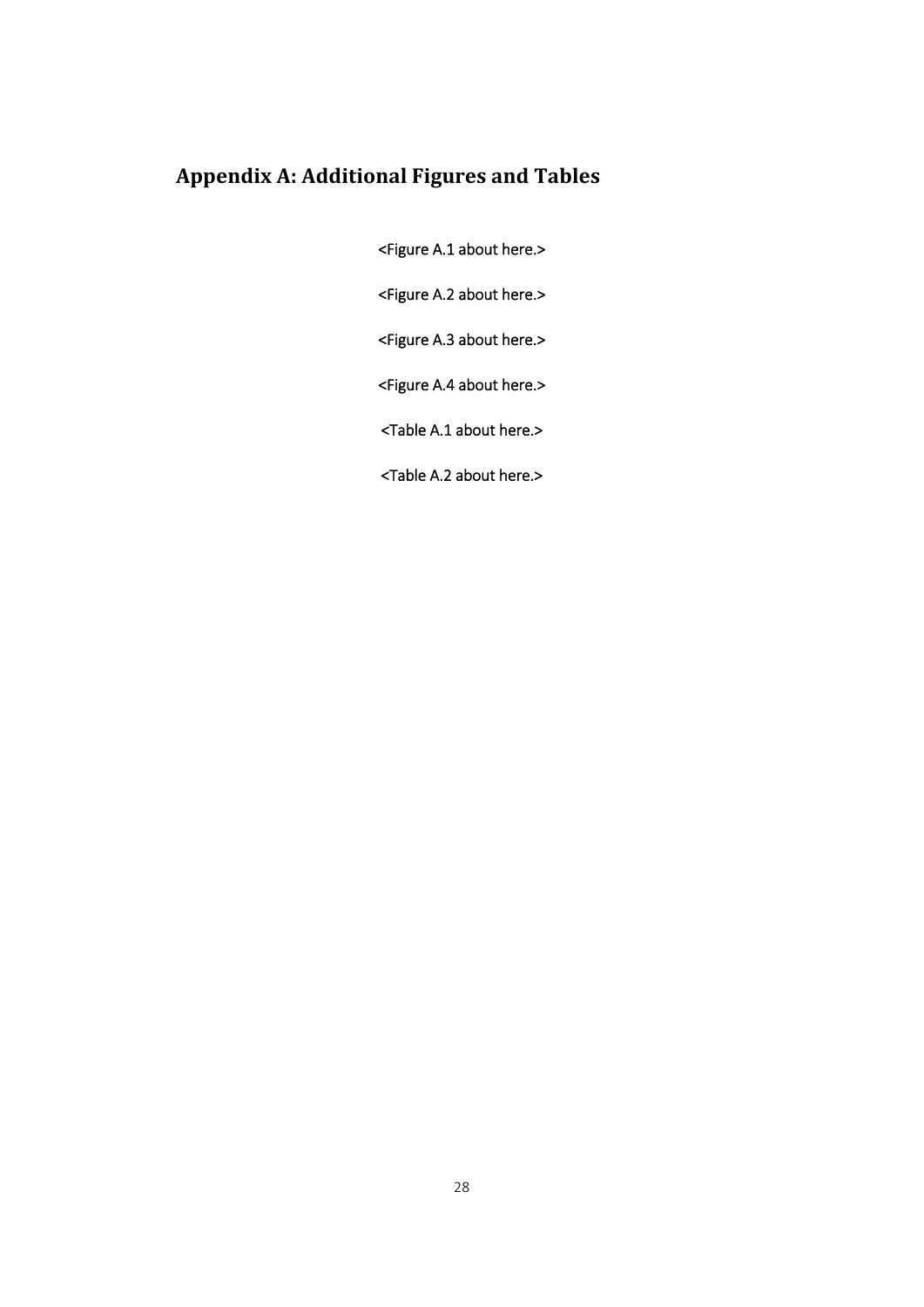# Appendix A: Additional Figures and Tables

<Figure A.1 about here.>

<Figure A.2 about here.>

<Figure A.3 about here.>

<Figure A.4 about here.>

<Table A.1 about here.>

<Table A.2 about here.>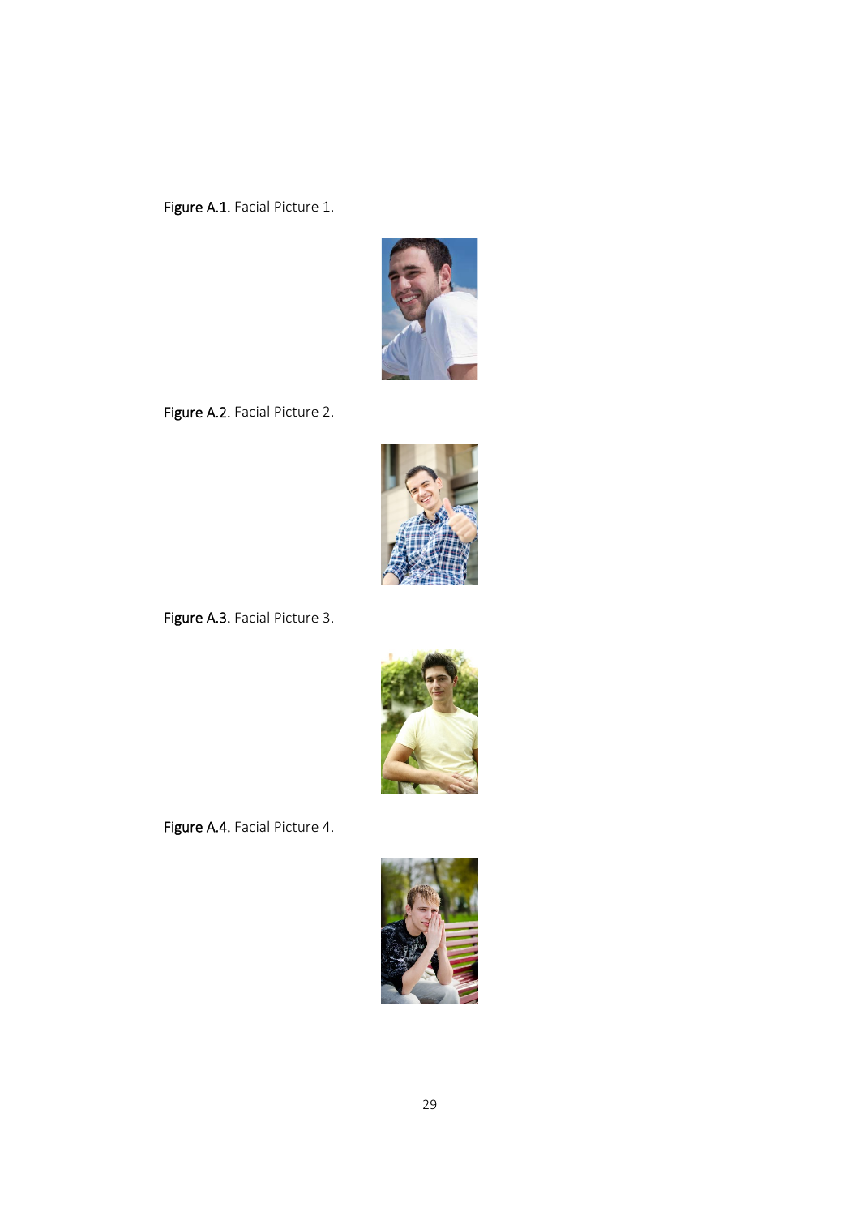**Figure A.1.** Facial Picture 1.

**Figure A.2.** Facial Picture 2.

**Figure A.3.** Facial Picture 3.

**Figure A.4.** Facial Picture 4.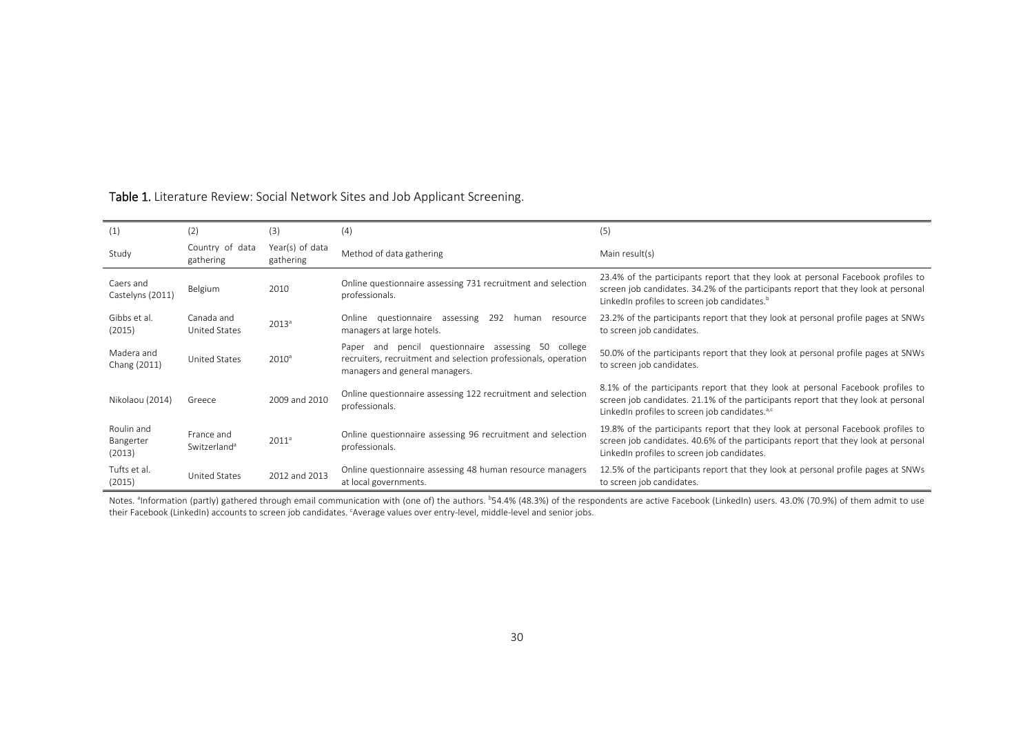**Table 1.** Literature Review: Social Network Sites and Job Applicant Screening.

| (1) | (2) | (3) | (4) | (5) |
|---|---|---|---|---|
| Study | Country of data gathering | Year(s) of data gathering | Method of data gathering | Main result(s) |
| Caers and Castelyns (2011) | Belgium | 2010 | Online questionnaire assessing 731 recruitment and selection professionals. | 23.4% of the participants report that they look at personal Facebook profiles to screen job candidates. 34.2% of the participants report that they look at personal LinkedIn profiles to screen job candidates.[b] |
| Gibbs et al. (2015) | Canada and United States | 2013[a] | Online questionnaire assessing 292 human resource managers at large hotels. | 23.2% of the participants report that they look at personal profile pages at SNWs to screen job candidates. |
| Madera and Chang (2011) | United States | 2010[a] | Paper and pencil questionnaire assessing 50 college recruiters, recruitment and selection professionals, operation managers and general managers. | 50.0% of the participants report that they look at personal profile pages at SNWs to screen job candidates. |
| Nikolaou (2014) | Greece | 2009 and 2010 | Online questionnaire assessing 122 recruitment and selection professionals. | 8.1% of the participants report that they look at personal Facebook profiles to screen job candidates. 21.1% of the participants report that they look at personal LinkedIn profiles to screen job candidates.[a,c] |
| Roulin and Bangerter (2013) | France and Switzerland[a] | 2011[a] | Online questionnaire assessing 96 recruitment and selection professionals. | 19.8% of the participants report that they look at personal Facebook profiles to screen job candidates. 40.6% of the participants report that they look at personal LinkedIn profiles to screen job candidates. |
| Tufts et al. (2015) | United States | 2012 and 2013 | Online questionnaire assessing 48 human resource managers at local governments. | 12.5% of the participants report that they look at personal profile pages at SNWs to screen job candidates. |

Notes. [a]Information (partly) gathered through email communication with (one of) the authors. [b]54.4% (48.3%) of the respondents are active Facebook (LinkedIn) users. 43.0% (70.9%) of them admit to use their Facebook (LinkedIn) accounts to screen job candidates. [c]Average values over entry-level, middle-level and senior jobs.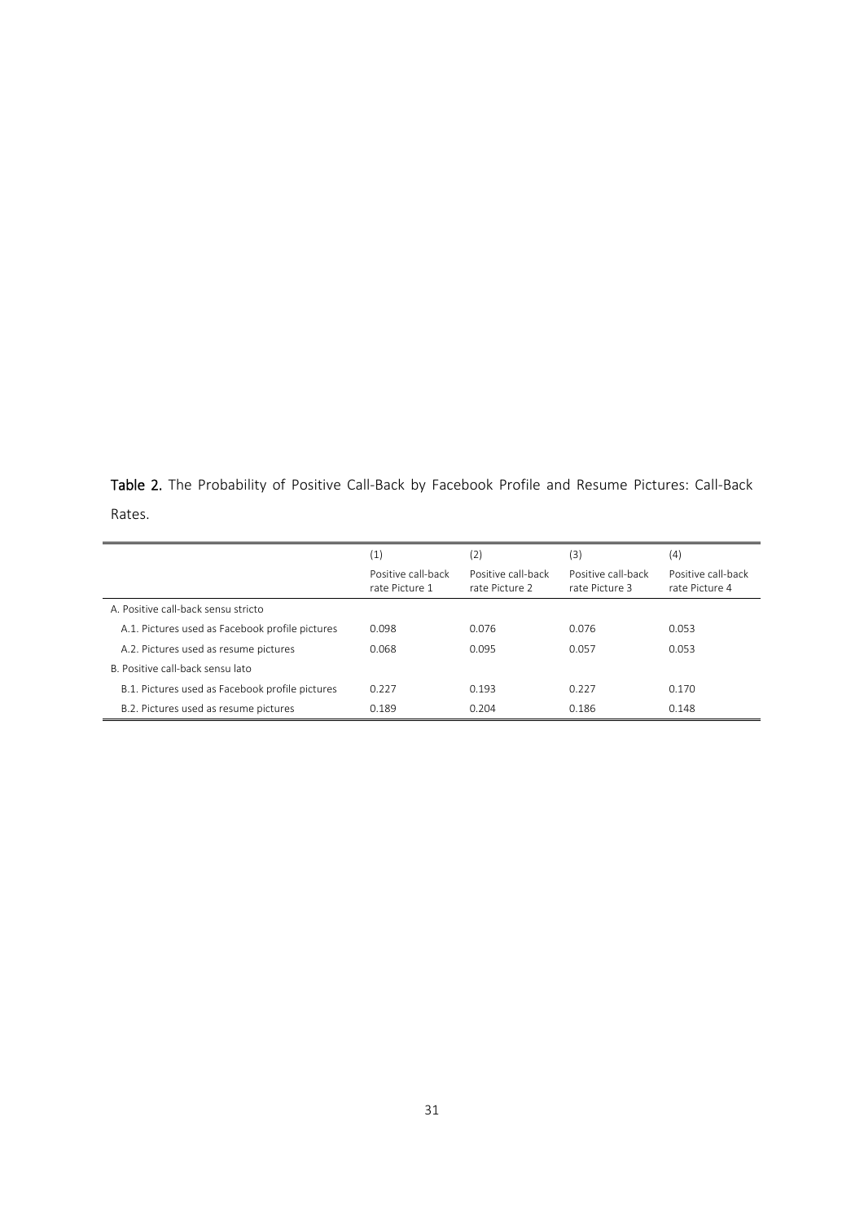**Table 2.** The Probability of Positive Call-Back by Facebook Profile and Resume Pictures: Call-Back Rates.

| | (1) Positive call-back rate Picture 1 | (2) Positive call-back rate Picture 2 | (3) Positive call-back rate Picture 3 | (4) Positive call-back rate Picture 4 |
|---|---|---|---|---|
| A. Positive call-back sensu stricto | | | | |
| A.1. Pictures used as Facebook profile pictures | 0.098 | 0.076 | 0.076 | 0.053 |
| A.2. Pictures used as resume pictures | 0.068 | 0.095 | 0.057 | 0.053 |
| B. Positive call-back sensu lato | | | | |
| B.1. Pictures used as Facebook profile pictures | 0.227 | 0.193 | 0.227 | 0.170 |
| B.2. Pictures used as resume pictures | 0.189 | 0.204 | 0.186 | 0.148 |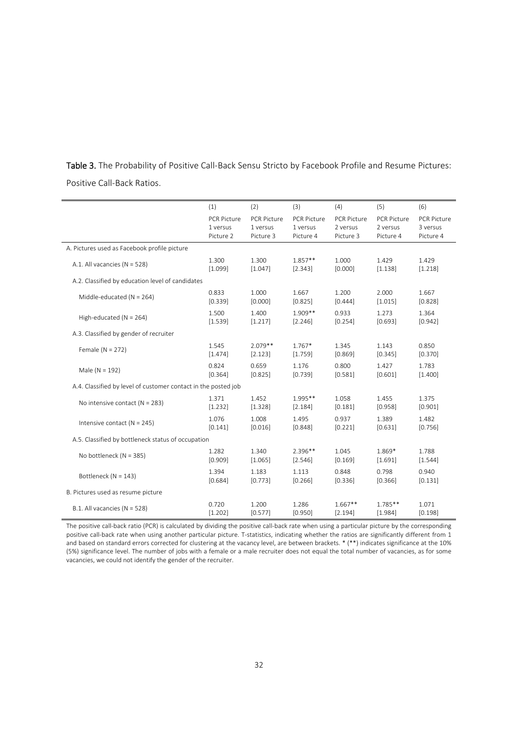**Table 3.** The Probability of Positive Call-Back Sensu Stricto by Facebook Profile and Resume Pictures: Positive Call-Back Ratios.

| | (1) | (2) | (3) | (4) | (5) | (6) |
|---|---|---|---|---|---|---|
| | PCR Picture 1 versus Picture 2 | PCR Picture 1 versus Picture 3 | PCR Picture 1 versus Picture 4 | PCR Picture 2 versus Picture 3 | PCR Picture 2 versus Picture 4 | PCR Picture 3 versus Picture 4 |
| A. Pictures used as Facebook profile picture | | | | | | |
| A.1. All vacancies (N = 528) | 1.300 [1.099] | 1.300 [1.047] | 1.857** [2.343] | 1.000 [0.000] | 1.429 [1.138] | 1.429 [1.218] |
| A.2. Classified by education level of candidates | | | | | | |
| Middle-educated (N = 264) | 0.833 [0.339] | 1.000 [0.000] | 1.667 [0.825] | 1.200 [0.444] | 2.000 [1.015] | 1.667 [0.828] |
| High-educated (N = 264) | 1.500 [1.539] | 1.400 [1.217] | 1.909** [2.246] | 0.933 [0.254] | 1.273 [0.693] | 1.364 [0.942] |
| A.3. Classified by gender of recruiter | | | | | | |
| Female (N = 272) | 1.545 [1.474] | 2.079** [2.123] | 1.767* [1.759] | 1.345 [0.869] | 1.143 [0.345] | 0.850 [0.370] |
| Male (N = 192) | 0.824 [0.364] | 0.659 [0.825] | 1.176 [0.739] | 0.800 [0.581] | 1.427 [0.601] | 1.783 [1.400] |
| A.4. Classified by level of customer contact in the posted job | | | | | | |
| No intensive contact (N = 283) | 1.371 [1.232] | 1.452 [1.328] | 1.995** [2.184] | 1.058 [0.181] | 1.455 [0.958] | 1.375 [0.901] |
| Intensive contact (N = 245) | 1.076 [0.141] | 1.008 [0.016] | 1.495 [0.848] | 0.937 [0.221] | 1.389 [0.631] | 1.482 [0.756] |
| A.5. Classified by bottleneck status of occupation | | | | | | |
| No bottleneck (N = 385) | 1.282 [0.909] | 1.340 [1.065] | 2.396** [2.546] | 1.045 [0.169] | 1.869* [1.691] | 1.788 [1.544] |
| Bottleneck (N = 143) | 1.394 [0.684] | 1.183 [0.773] | 1.113 [0.266] | 0.848 [0.336] | 0.798 [0.366] | 0.940 [0.131] |
| B. Pictures used as resume picture | | | | | | |
| B.1. All vacancies (N = 528) | 0.720 [1.202] | 1.200 [0.577] | 1.286 [0.950] | 1.667** [2.194] | 1.785** [1.984] | 1.071 [0.198] |

The positive call-back ratio (PCR) is calculated by dividing the positive call-back rate when using a particular picture by the corresponding positive call-back rate when using another particular picture. T-statistics, indicating whether the ratios are significantly different from 1 and based on standard errors corrected for clustering at the vacancy level, are between brackets. * (**) indicates significance at the 10% (5%) significance level. The number of jobs with a female or a male recruiter does not equal the total number of vacancies, as for some vacancies, we could not identify the gender of the recruiter.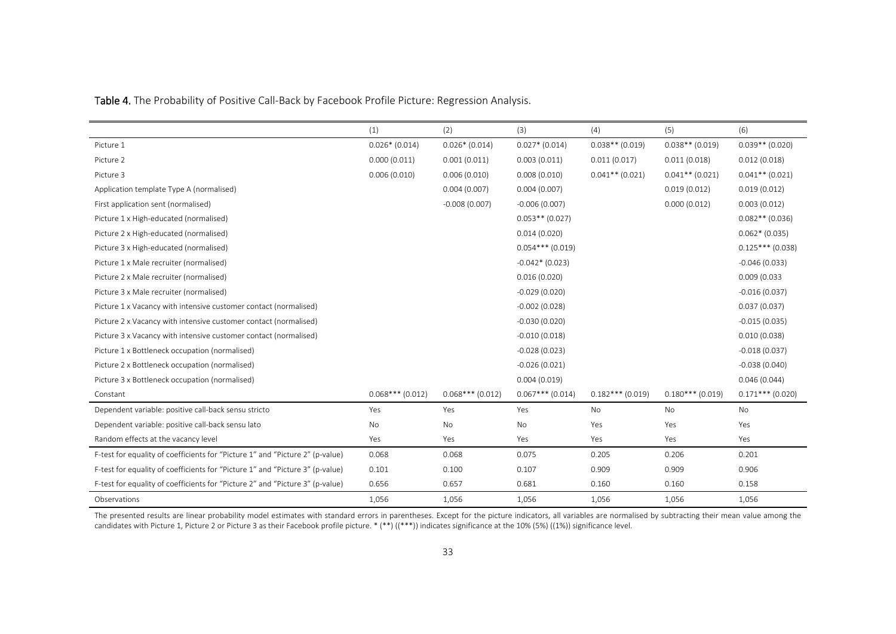Table 4. The Probability of Positive Call-Back by Facebook Profile Picture: Regression Analysis.

| | (1) | (2) | (3) | (4) | (5) | (6) |
|---|---|---|---|---|---|---|
| Picture 1 | 0.026* (0.014) | 0.026* (0.014) | 0.027* (0.014) | 0.038** (0.019) | 0.038** (0.019) | 0.039** (0.020) |
| Picture 2 | 0.000 (0.011) | 0.001 (0.011) | 0.003 (0.011) | 0.011 (0.017) | 0.011 (0.018) | 0.012 (0.018) |
| Picture 3 | 0.006 (0.010) | 0.006 (0.010) | 0.008 (0.010) | 0.041** (0.021) | 0.041** (0.021) | 0.041** (0.021) |
| Application template Type A (normalised) | | 0.004 (0.007) | 0.004 (0.007) | | 0.019 (0.012) | 0.019 (0.012) |
| First application sent (normalised) | | -0.008 (0.007) | -0.006 (0.007) | | 0.000 (0.012) | 0.003 (0.012) |
| Picture 1 x High-educated (normalised) | | | 0.053** (0.027) | | | 0.082** (0.036) |
| Picture 2 x High-educated (normalised) | | | 0.014 (0.020) | | | 0.062* (0.035) |
| Picture 3 x High-educated (normalised) | | | 0.054*** (0.019) | | | 0.125*** (0.038) |
| Picture 1 x Male recruiter (normalised) | | | -0.042* (0.023) | | | -0.046 (0.033) |
| Picture 2 x Male recruiter (normalised) | | | 0.016 (0.020) | | | 0.009 (0.033 |
| Picture 3 x Male recruiter (normalised) | | | -0.029 (0.020) | | | -0.016 (0.037) |
| Picture 1 x Vacancy with intensive customer contact (normalised) | | | -0.002 (0.028) | | | 0.037 (0.037) |
| Picture 2 x Vacancy with intensive customer contact (normalised) | | | -0.030 (0.020) | | | -0.015 (0.035) |
| Picture 3 x Vacancy with intensive customer contact (normalised) | | | -0.010 (0.018) | | | 0.010 (0.038) |
| Picture 1 x Bottleneck occupation (normalised) | | | -0.028 (0.023) | | | -0.018 (0.037) |
| Picture 2 x Bottleneck occupation (normalised) | | | -0.026 (0.021) | | | -0.038 (0.040) |
| Picture 3 x Bottleneck occupation (normalised) | | | 0.004 (0.019) | | | 0.046 (0.044) |
| Constant | 0.068*** (0.012) | 0.068*** (0.012) | 0.067*** (0.014) | 0.182*** (0.019) | 0.180*** (0.019) | 0.171*** (0.020) |
| Dependent variable: positive call-back sensu stricto | Yes | Yes | Yes | No | No | No |
| Dependent variable: positive call-back sensu lato | No | No | No | Yes | Yes | Yes |
| Random effects at the vacancy level | Yes | Yes | Yes | Yes | Yes | Yes |
| F-test for equality of coefficients for "Picture 1" and "Picture 2" (p-value) | 0.068 | 0.068 | 0.075 | 0.205 | 0.206 | 0.201 |
| F-test for equality of coefficients for "Picture 1" and "Picture 3" (p-value) | 0.101 | 0.100 | 0.107 | 0.909 | 0.909 | 0.906 |
| F-test for equality of coefficients for "Picture 2" and "Picture 3" (p-value) | 0.656 | 0.657 | 0.681 | 0.160 | 0.160 | 0.158 |
| Observations | 1,056 | 1,056 | 1,056 | 1,056 | 1,056 | 1,056 |

The presented results are linear probability model estimates with standard errors in parentheses. Except for the picture indicators, all variables are normalised by subtracting their mean value among the candidates with Picture 1, Picture 2 or Picture 3 as their Facebook profile picture. * (**) ((***)) indicates significance at the 10% (5%) ((1%)) significance level.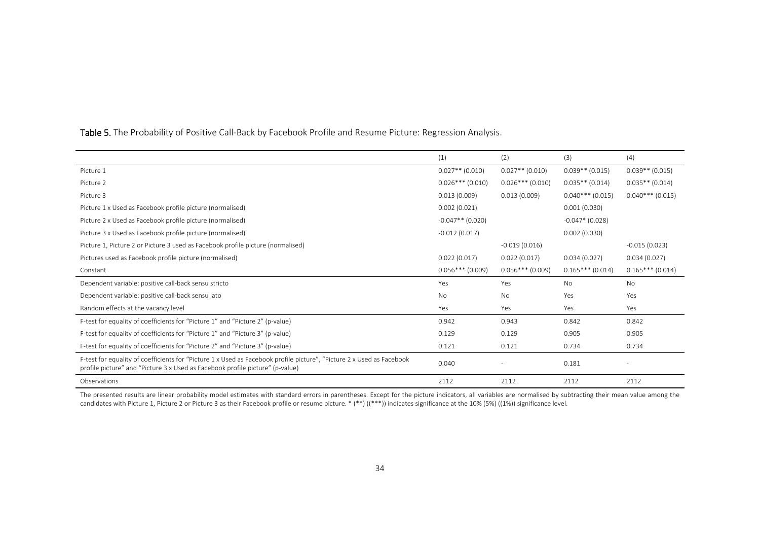**Table 5.** The Probability of Positive Call-Back by Facebook Profile and Resume Picture: Regression Analysis.

| | (1) | (2) | (3) | (4) |
|---|---|---|---|---|
| Picture 1 | 0.027** (0.010) | 0.027** (0.010) | 0.039** (0.015) | 0.039** (0.015) |
| Picture 2 | 0.026*** (0.010) | 0.026*** (0.010) | 0.035** (0.014) | 0.035** (0.014) |
| Picture 3 | 0.013 (0.009) | 0.013 (0.009) | 0.040*** (0.015) | 0.040*** (0.015) |
| Picture 1 x Used as Facebook profile picture (normalised) | 0.002 (0.021) | | 0.001 (0.030) | |
| Picture 2 x Used as Facebook profile picture (normalised) | -0.047** (0.020) | | -0.047* (0.028) | |
| Picture 3 x Used as Facebook profile picture (normalised) | -0.012 (0.017) | | 0.002 (0.030) | |
| Picture 1, Picture 2 or Picture 3 used as Facebook profile picture (normalised) | | -0.019 (0.016) | | -0.015 (0.023) |
| Pictures used as Facebook profile picture (normalised) | 0.022 (0.017) | 0.022 (0.017) | 0.034 (0.027) | 0.034 (0.027) |
| Constant | 0.056*** (0.009) | 0.056*** (0.009) | 0.165*** (0.014) | 0.165*** (0.014) |
| Dependent variable: positive call-back sensu stricto | Yes | Yes | No | No |
| Dependent variable: positive call-back sensu lato | No | No | Yes | Yes |
| Random effects at the vacancy level | Yes | Yes | Yes | Yes |
| F-test for equality of coefficients for "Picture 1" and "Picture 2" (p-value) | 0.942 | 0.943 | 0.842 | 0.842 |
| F-test for equality of coefficients for "Picture 1" and "Picture 3" (p-value) | 0.129 | 0.129 | 0.905 | 0.905 |
| F-test for equality of coefficients for "Picture 2" and "Picture 3" (p-value) | 0.121 | 0.121 | 0.734 | 0.734 |
| F-test for equality of coefficients for "Picture 1 x Used as Facebook profile picture", "Picture 2 x Used as Facebook profile picture" and "Picture 3 x Used as Facebook profile picture" (p-value) | 0.040 | - | 0.181 | - |
| Observations | 2112 | 2112 | 2112 | 2112 |

The presented results are linear probability model estimates with standard errors in parentheses. Except for the picture indicators, all variables are normalised by subtracting their mean value among the candidates with Picture 1, Picture 2 or Picture 3 as their Facebook profile or resume picture. * (**) ((***)) indicates significance at the 10% (5%) ((1%)) significance level.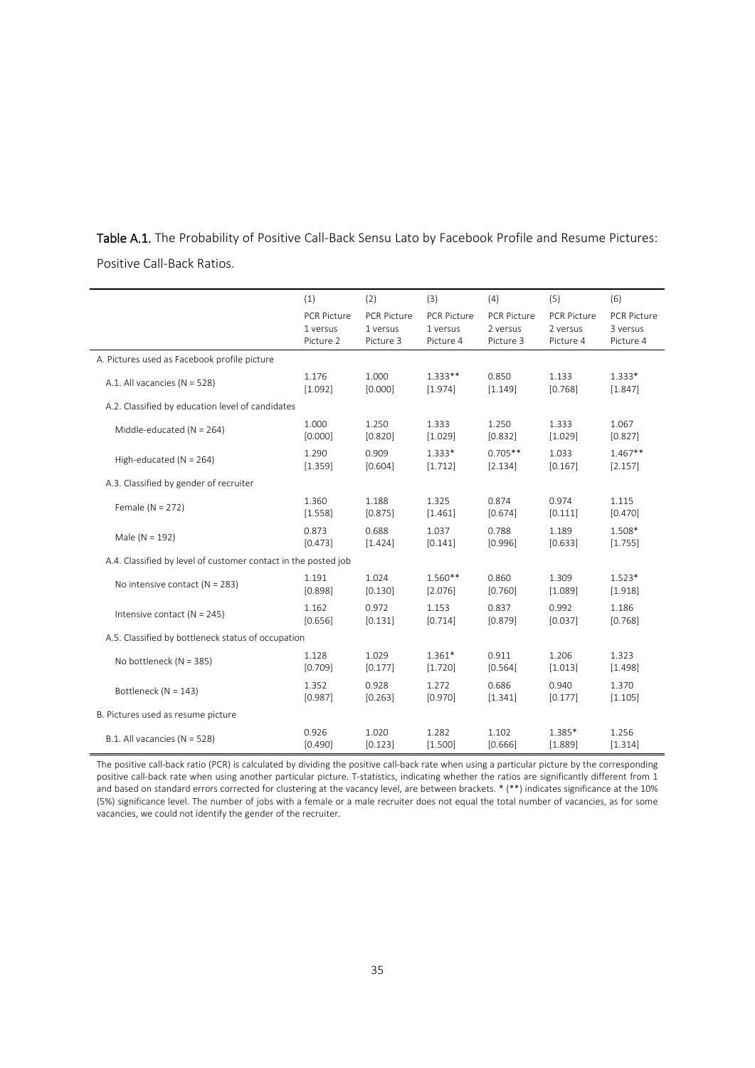**Table A.1.** The Probability of Positive Call-Back Sensu Lato by Facebook Profile and Resume Pictures: Positive Call-Back Ratios.

| | (1) | (2) | (3) | (4) | (5) | (6) |
|---|---|---|---|---|---|---|
| | PCR Picture 1 versus Picture 2 | PCR Picture 1 versus Picture 3 | PCR Picture 1 versus Picture 4 | PCR Picture 2 versus Picture 3 | PCR Picture 2 versus Picture 4 | PCR Picture 3 versus Picture 4 |
| A. Pictures used as Facebook profile picture | | | | | | |
| A.1. All vacancies (N = 528) | 1.176 [1.092] | 1.000 [0.000] | 1.333** [1.974] | 0.850 [1.149] | 1.133 [0.768] | 1.333* [1.847] |
| A.2. Classified by education level of candidates | | | | | | |
| Middle-educated (N = 264) | 1.000 [0.000] | 1.250 [0.820] | 1.333 [1.029] | 1.250 [0.832] | 1.333 [1.029] | 1.067 [0.827] |
| High-educated (N = 264) | 1.290 [1.359] | 0.909 [0.604] | 1.333* [1.712] | 0.705** [2.134] | 1.033 [0.167] | 1.467** [2.157] |
| A.3. Classified by gender of recruiter | | | | | | |
| Female (N = 272) | 1.360 [1.558] | 1.188 [0.875] | 1.325 [1.461] | 0.874 [0.674] | 0.974 [0.111] | 1.115 [0.470] |
| Male (N = 192) | 0.873 [0.473] | 0.688 [1.424] | 1.037 [0.141] | 0.788 [0.996] | 1.189 [0.633] | 1.508* [1.755] |
| A.4. Classified by level of customer contact in the posted job | | | | | | |
| No intensive contact (N = 283) | 1.191 [0.898] | 1.024 [0.130] | 1.560** [2.076] | 0.860 [0.760] | 1.309 [1.089] | 1.523* [1.918] |
| Intensive contact (N = 245) | 1.162 [0.656] | 0.972 [0.131] | 1.153 [0.714] | 0.837 [0.879] | 0.992 [0.037] | 1.186 [0.768] |
| A.5. Classified by bottleneck status of occupation | | | | | | |
| No bottleneck (N = 385) | 1.128 [0.709] | 1.029 [0.177] | 1.361* [1.720] | 0.911 [0.564] | 1.206 [1.013] | 1.323 [1.498] |
| Bottleneck (N = 143) | 1.352 [0.987] | 0.928 [0.263] | 1.272 [0.970] | 0.686 [1.341] | 0.940 [0.177] | 1.370 [1.105] |
| B. Pictures used as resume picture | | | | | | |
| B.1. All vacancies (N = 528) | 0.926 [0.490] | 1.020 [0.123] | 1.282 [1.500] | 1.102 [0.666] | 1.385* [1.889] | 1.256 [1.314] |

The positive call-back ratio (PCR) is calculated by dividing the positive call-back rate when using a particular picture by the corresponding positive call-back rate when using another particular picture. T-statistics, indicating whether the ratios are significantly different from 1 and based on standard errors corrected for clustering at the vacancy level, are between brackets. * (**) indicates significance at the 10% (5%) significance level. The number of jobs with a female or a male recruiter does not equal the total number of vacancies, as for some vacancies, we could not identify the gender of the recruiter.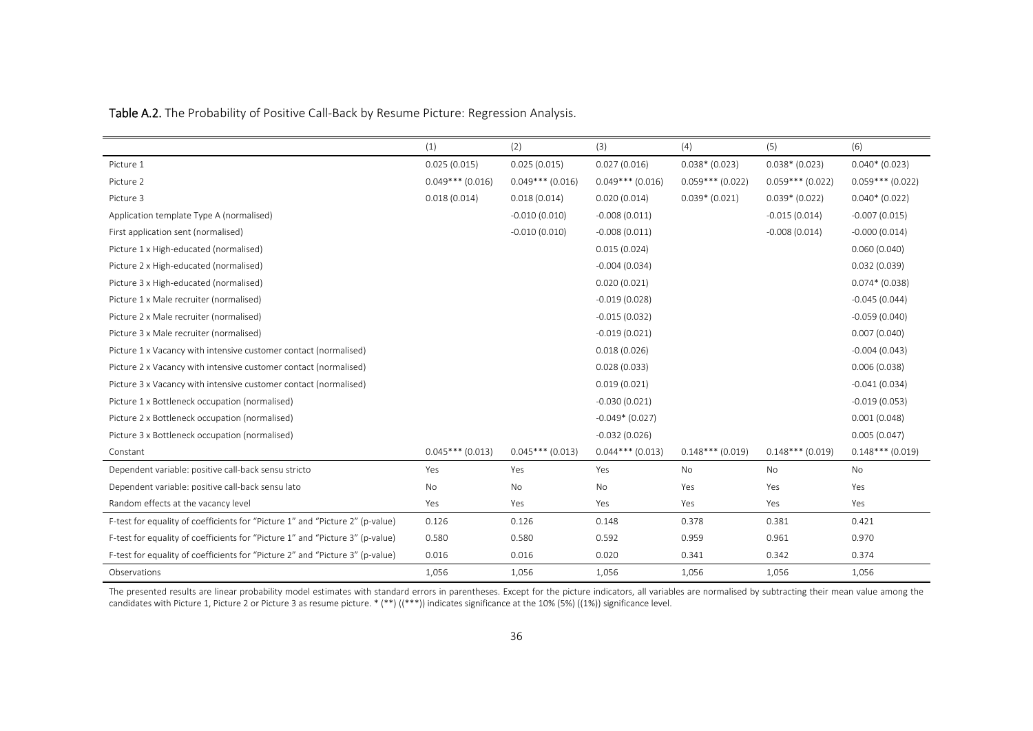**Table A.2.** The Probability of Positive Call-Back by Resume Picture: Regression Analysis.

| | (1) | (2) | (3) | (4) | (5) | (6) |
|---|---|---|---|---|---|---|
| Picture 1 | 0.025 (0.015) | 0.025 (0.015) | 0.027 (0.016) | 0.038* (0.023) | 0.038* (0.023) | 0.040* (0.023) |
| Picture 2 | 0.049*** (0.016) | 0.049*** (0.016) | 0.049*** (0.016) | 0.059*** (0.022) | 0.059*** (0.022) | 0.059*** (0.022) |
| Picture 3 | 0.018 (0.014) | 0.018 (0.014) | 0.020 (0.014) | 0.039* (0.021) | 0.039* (0.022) | 0.040* (0.022) |
| Application template Type A (normalised) | | -0.010 (0.010) | -0.008 (0.011) | | -0.015 (0.014) | -0.007 (0.015) |
| First application sent (normalised) | | -0.010 (0.010) | -0.008 (0.011) | | -0.008 (0.014) | -0.000 (0.014) |
| Picture 1 x High-educated (normalised) | | | 0.015 (0.024) | | | 0.060 (0.040) |
| Picture 2 x High-educated (normalised) | | | -0.004 (0.034) | | | 0.032 (0.039) |
| Picture 3 x High-educated (normalised) | | | 0.020 (0.021) | | | 0.074* (0.038) |
| Picture 1 x Male recruiter (normalised) | | | -0.019 (0.028) | | | -0.045 (0.044) |
| Picture 2 x Male recruiter (normalised) | | | -0.015 (0.032) | | | -0.059 (0.040) |
| Picture 3 x Male recruiter (normalised) | | | -0.019 (0.021) | | | 0.007 (0.040) |
| Picture 1 x Vacancy with intensive customer contact (normalised) | | | 0.018 (0.026) | | | -0.004 (0.043) |
| Picture 2 x Vacancy with intensive customer contact (normalised) | | | 0.028 (0.033) | | | 0.006 (0.038) |
| Picture 3 x Vacancy with intensive customer contact (normalised) | | | 0.019 (0.021) | | | -0.041 (0.034) |
| Picture 1 x Bottleneck occupation (normalised) | | | -0.030 (0.021) | | | -0.019 (0.053) |
| Picture 2 x Bottleneck occupation (normalised) | | | -0.049* (0.027) | | | 0.001 (0.048) |
| Picture 3 x Bottleneck occupation (normalised) | | | -0.032 (0.026) | | | 0.005 (0.047) |
| Constant | 0.045*** (0.013) | 0.045*** (0.013) | 0.044*** (0.013) | 0.148*** (0.019) | 0.148*** (0.019) | 0.148*** (0.019) |
| Dependent variable: positive call-back sensu stricto | Yes | Yes | Yes | No | No | No |
| Dependent variable: positive call-back sensu lato | No | No | No | Yes | Yes | Yes |
| Random effects at the vacancy level | Yes | Yes | Yes | Yes | Yes | Yes |
| F-test for equality of coefficients for "Picture 1" and "Picture 2" (p-value) | 0.126 | 0.126 | 0.148 | 0.378 | 0.381 | 0.421 |
| F-test for equality of coefficients for "Picture 1" and "Picture 3" (p-value) | 0.580 | 0.580 | 0.592 | 0.959 | 0.961 | 0.970 |
| F-test for equality of coefficients for "Picture 2" and "Picture 3" (p-value) | 0.016 | 0.016 | 0.020 | 0.341 | 0.342 | 0.374 |
| Observations | 1,056 | 1,056 | 1,056 | 1,056 | 1,056 | 1,056 |

The presented results are linear probability model estimates with standard errors in parentheses. Except for the picture indicators, all variables are normalised by subtracting their mean value among the candidates with Picture 1, Picture 2 or Picture 3 as resume picture. * (**) ((***)) indicates significance at the 10% (5%) ((1%)) significance level.